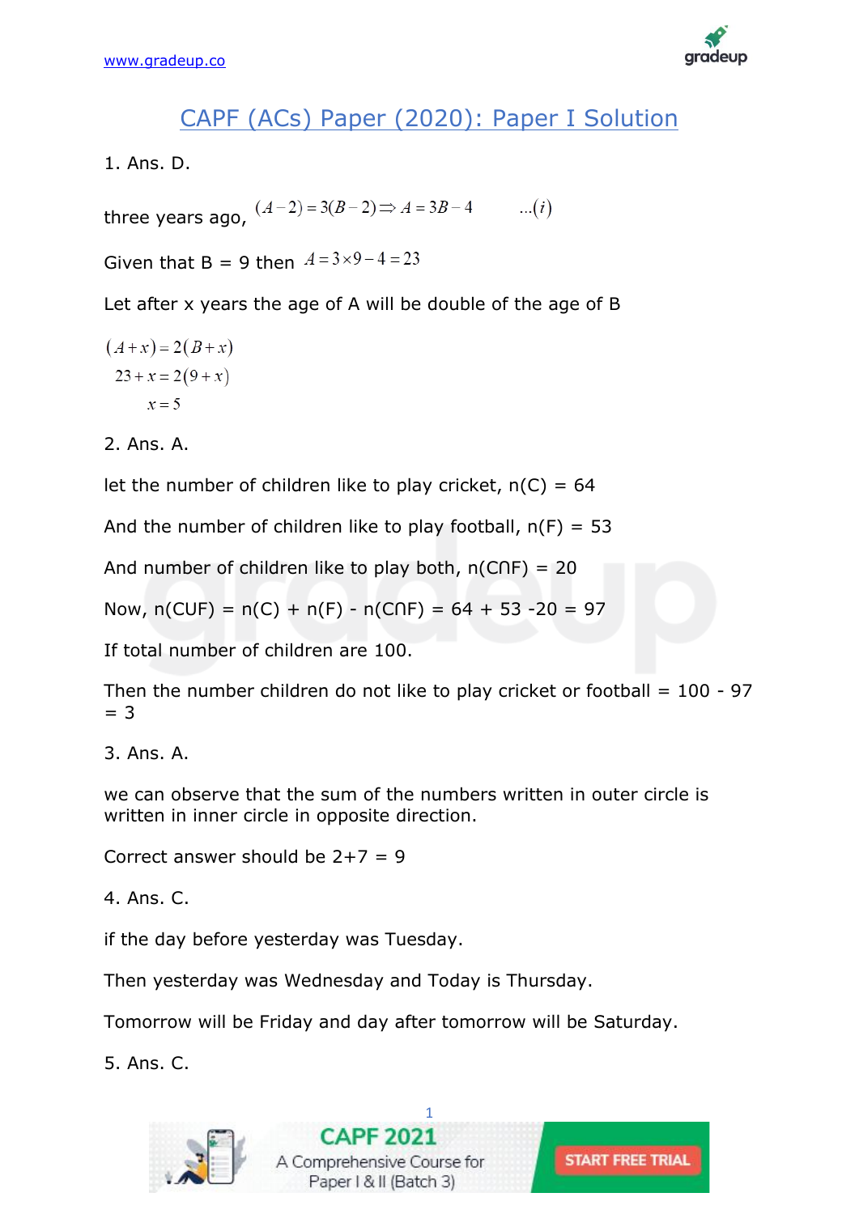# CAPF (ACs) Paper (2020): Paper I Solution

1. Ans. D.

three years ago, $(A-2)=3(B-2) \Rightarrow A=3B-4 \qquad ...(i)$

Given that B = 9 then $A=3\times9-4=23$

Let after x years the age of A will be double of the age of B

$$(A+x)=2(B+x)$$
$$23+x=2(9+x)$$
$$x=5$$

2. Ans. A.

let the number of children like to play cricket, n(C) = 64

And the number of children like to play football, n(F) = 53

And number of children like to play both, n(C∩F) = 20

Now, n(C∪F) = n(C) + n(F) - n(C∩F) = 64 + 53 -20 = 97

If total number of children are 100.

Then the number children do not like to play cricket or football = 100 - 97 = 3

3. Ans. A.

we can observe that the sum of the numbers written in outer circle is written in inner circle in opposite direction.

Correct answer should be 2+7 = 9

4. Ans. C.

if the day before yesterday was Tuesday.

Then yesterday was Wednesday and Today is Thursday.

Tomorrow will be Friday and day after tomorrow will be Saturday.

5. Ans. C.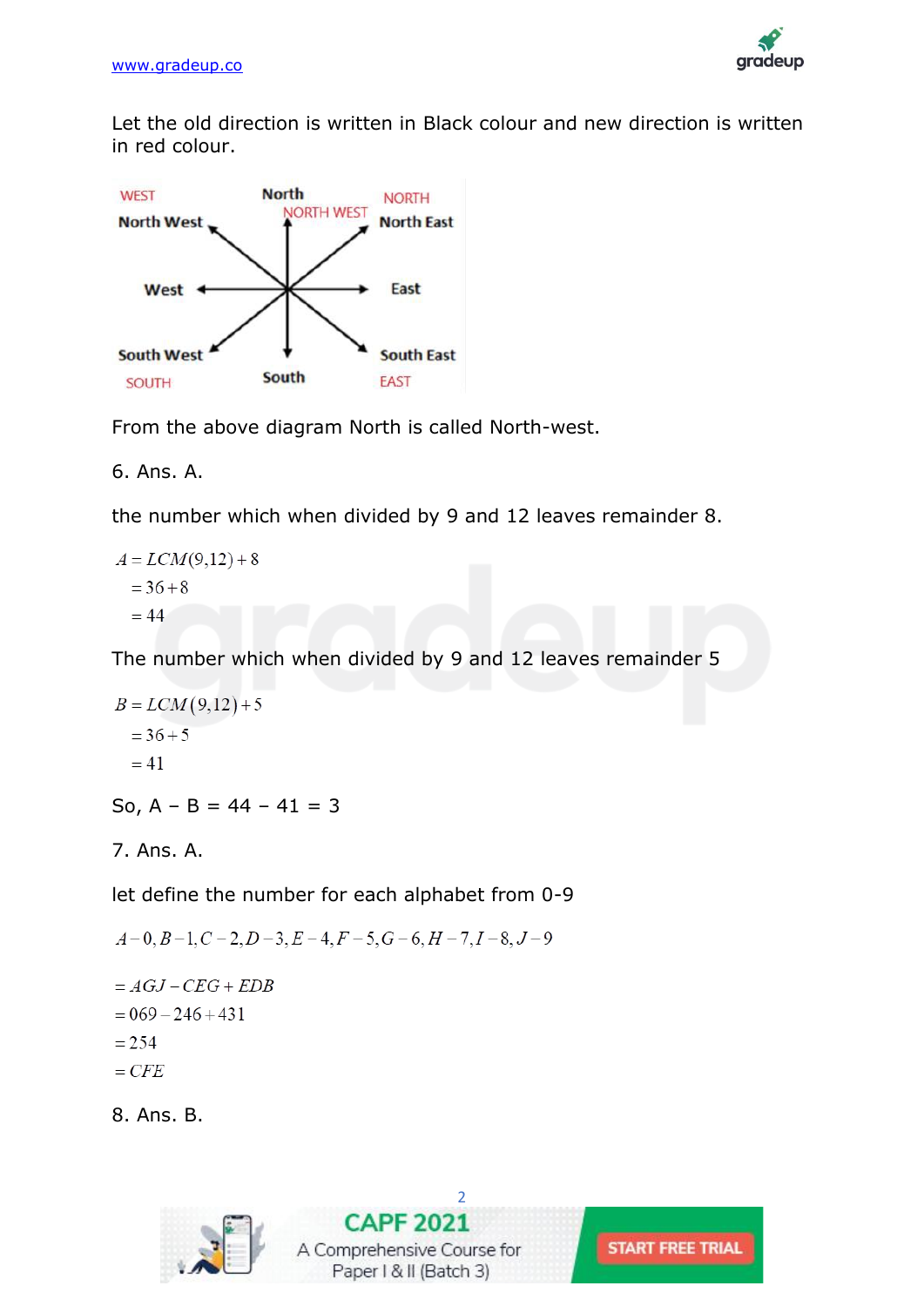Let the old direction is written in Black colour and new direction is written in red colour.

From the above diagram North is called North-west.

6. Ans. A.

the number which when divided by 9 and 12 leaves remainder 8.

$$
\begin{aligned}
A &= LCM(9,12) + 8 \\
&= 36 + 8 \\
&= 44
\end{aligned}
$$

The number which when divided by 9 and 12 leaves remainder 5

$$
\begin{aligned}
B &= LCM(9,12) + 5 \\
&= 36 + 5 \\
&= 41
\end{aligned}
$$

So, A – B = 44 – 41 = 3

7. Ans. A.

let define the number for each alphabet from 0-9

$$A-0, B-1, C-2, D-3, E-4, F-5, G-6, H-7, I-8, J-9$$

$$
\begin{aligned}
&= AGJ - CEG + EDB \\
&= 069 - 246 + 431 \\
&= 254 \\
&= CFE
\end{aligned}
$$

8. Ans. B.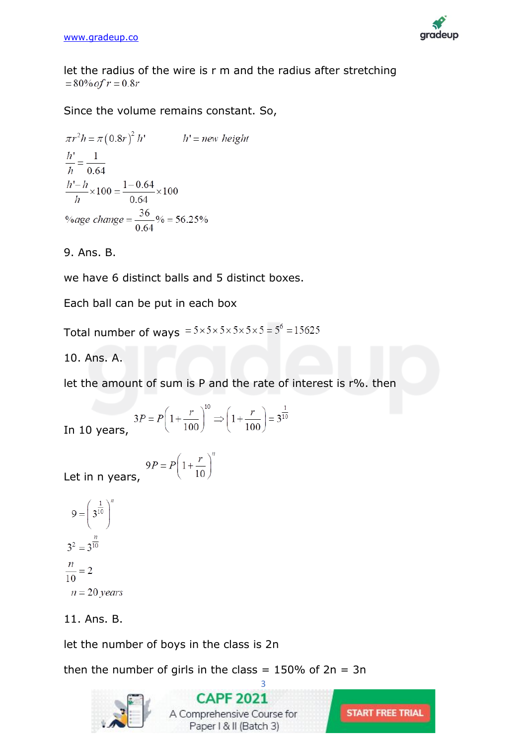let the radius of the wire is r m and the radius after stretching $= 80\% \, of \, r = 0.8r$

Since the volume remains constant. So,

$$\pi r^2 h = \pi (0.8r)^2 h' \qquad h' = new\ height$$

$$\frac{h'}{h} = \frac{1}{0.64}$$

$$\frac{h' - h}{h} \times 100 = \frac{1 - 0.64}{0.64} \times 100$$

$$\%age\ change = \frac{36}{0.64}\% = 56.25\%$$

9. Ans. B.

we have 6 distinct balls and 5 distinct boxes.

Each ball can be put in each box

Total number of ways $= 5 \times 5 \times 5 \times 5 \times 5 \times 5 = 5^6 = 15625$

10. Ans. A.

let the amount of sum is P and the rate of interest is r%. then

In 10 years, $3P = P\left(1 + \frac{r}{100}\right)^{10} \Rightarrow \left(1 + \frac{r}{100}\right) = 3^{\frac{1}{10}}$

Let in n years, $9P = P\left(1 + \frac{r}{10}\right)^{n}$

$$9 = \left(3^{\frac{1}{10}}\right)^n$$

$$3^2 = 3^{\frac{n}{10}}$$

$$\frac{n}{10} = 2$$

$$n = 20\ years$$

11. Ans. B.

let the number of boys in the class is 2n

then the number of girls in the class = 150% of 2n = 3n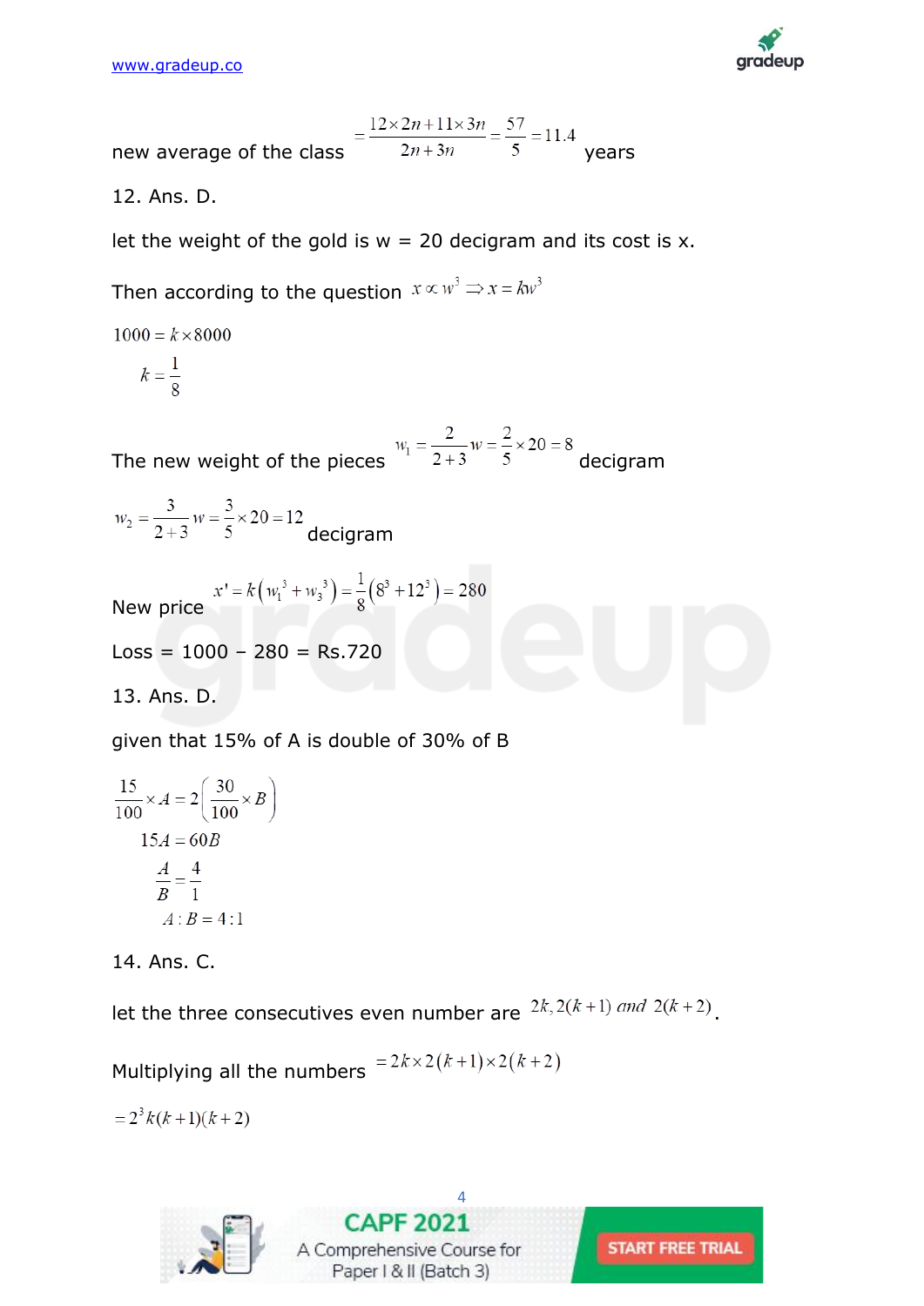new average of the class $= \frac{12 \times 2n + 11 \times 3n}{2n + 3n} = \frac{57}{5} = 11.4$ years

12. Ans. D.

let the weight of the gold is w = 20 decigram and its cost is x.

Then according to the question $x \propto w^3 \Rightarrow x = kw^3$

$$1000 = k \times 8000$$

$$k = \frac{1}{8}$$

The new weight of the pieces $w_1 = \frac{2}{2+3} w = \frac{2}{5} \times 20 = 8$ decigram

$w_2 = \frac{3}{2+3} w = \frac{3}{5} \times 20 = 12$ decigram

New price $x' = k\left(w_1^3 + w_3^3\right) = \frac{1}{8}\left(8^3 + 12^3\right) = 280$

Loss = 1000 – 280 = Rs.720

13. Ans. D.

given that 15% of A is double of 30% of B

$$\frac{15}{100} \times A = 2\left(\frac{30}{100} \times B\right)$$

$$15A = 60B$$

$$\frac{A}{B} = \frac{4}{1}$$

$$A : B = 4 : 1$$

14. Ans. C.

let the three consecutive even number are $2k, 2(k+1)$ *and* $2(k+2)$.

Multiplying all the numbers $= 2k \times 2(k+1) \times 2(k+2)$

$$= 2^3 k(k+1)(k+2)$$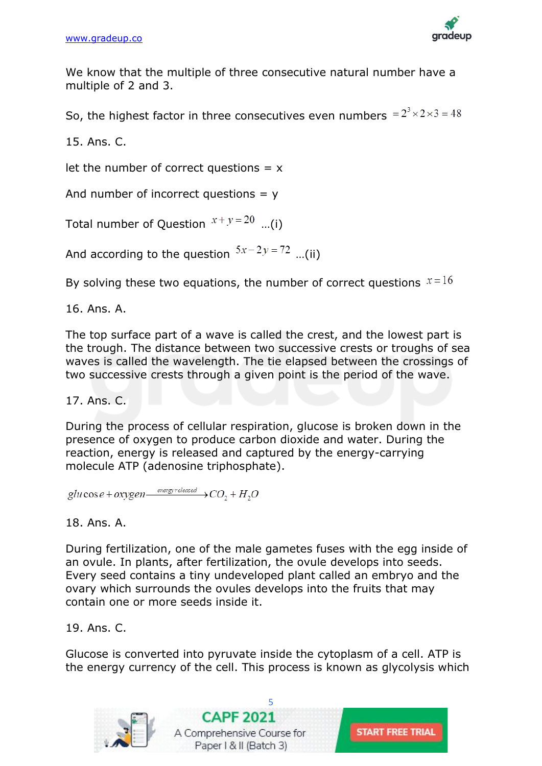We know that the multiple of three consecutive natural number have a multiple of 2 and 3.

So, the highest factor in three consecutives even numbers $= 2^3 \times 2 \times 3 = 48$

15. Ans. C.

let the number of correct questions = x

And number of incorrect questions = y

Total number of Question $x + y = 20$ ...(i)

And according to the question $5x - 2y = 72$ ...(ii)

By solving these two equations, the number of correct questions $x = 16$

16. Ans. A.

The top surface part of a wave is called the crest, and the lowest part is the trough. The distance between two successive crests or troughs of sea waves is called the wavelength. The tie elapsed between the crossings of two successive crests through a given point is the period of the wave.

17. Ans. C.

During the process of cellular respiration, glucose is broken down in the presence of oxygen to produce carbon dioxide and water. During the reaction, energy is released and captured by the energy-carrying molecule ATP (adenosine triphosphate).

$$glucose + oxygen \xrightarrow{energy\ released} CO_2 + H_2O$$

18. Ans. A.

During fertilization, one of the male gametes fuses with the egg inside of an ovule. In plants, after fertilization, the ovule develops into seeds. Every seed contains a tiny undeveloped plant called an embryo and the ovary which surrounds the ovules develops into the fruits that may contain one or more seeds inside it.

19. Ans. C.

Glucose is converted into pyruvate inside the cytoplasm of a cell. ATP is the energy currency of the cell. This process is known as glycolysis which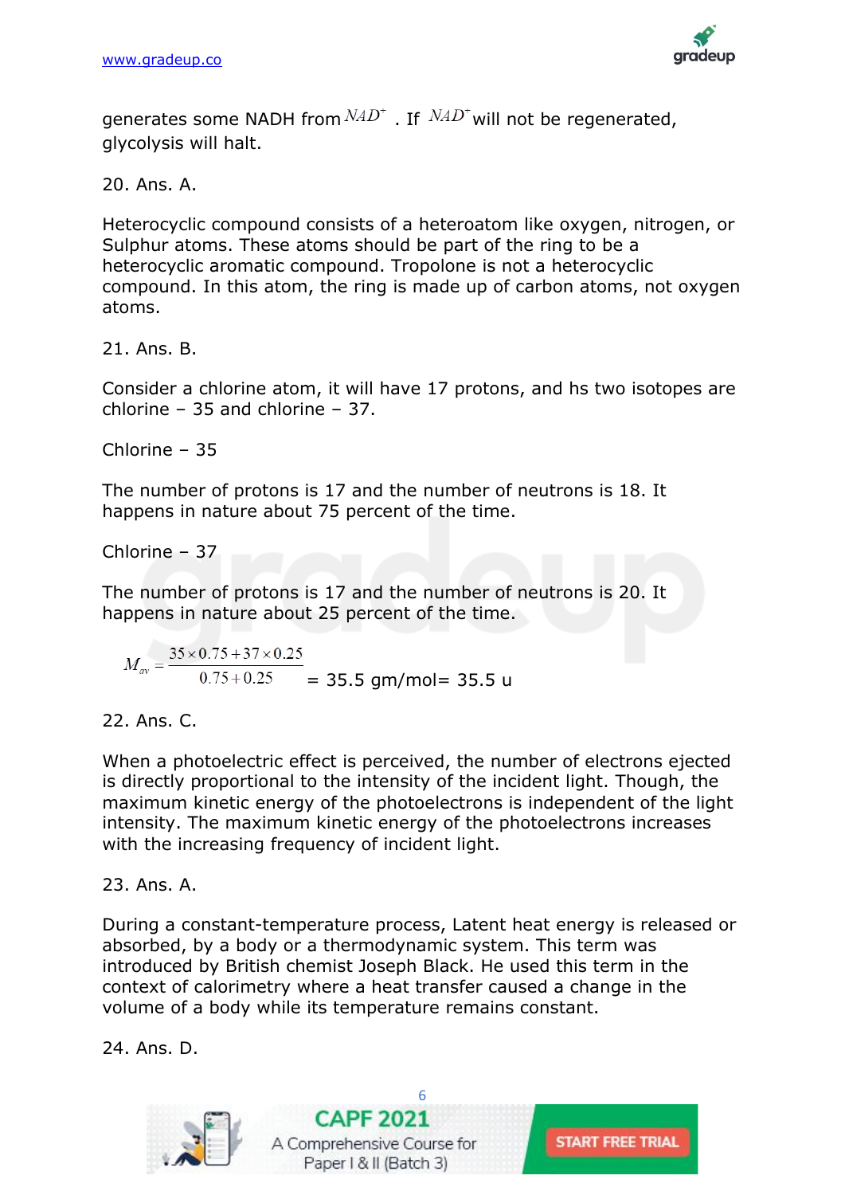generates some NADH from $NAD^+$ . If $NAD^+$ will not be regenerated, glycolysis will halt.

20. Ans. A.

Heterocyclic compound consists of a heteroatom like oxygen, nitrogen, or Sulphur atoms. These atoms should be part of the ring to be a heterocyclic aromatic compound. Tropolone is not a heterocyclic compound. In this atom, the ring is made up of carbon atoms, not oxygen atoms.

21. Ans. B.

Consider a chlorine atom, it will have 17 protons, and hs two isotopes are chlorine – 35 and chlorine – 37.

Chlorine – 35

The number of protons is 17 and the number of neutrons is 18. It happens in nature about 75 percent of the time.

Chlorine – 37

The number of protons is 17 and the number of neutrons is 20. It happens in nature about 25 percent of the time.

$M_{av} = \frac{35 \times 0.75 + 37 \times 0.25}{0.75 + 0.25}$ = 35.5 gm/mol= 35.5 u

22. Ans. C.

When a photoelectric effect is perceived, the number of electrons ejected is directly proportional to the intensity of the incident light. Though, the maximum kinetic energy of the photoelectrons is independent of the light intensity. The maximum kinetic energy of the photoelectrons increases with the increasing frequency of incident light.

23. Ans. A.

During a constant-temperature process, Latent heat energy is released or absorbed, by a body or a thermodynamic system. This term was introduced by British chemist Joseph Black. He used this term in the context of calorimetry where a heat transfer caused a change in the volume of a body while its temperature remains constant.

24. Ans. D.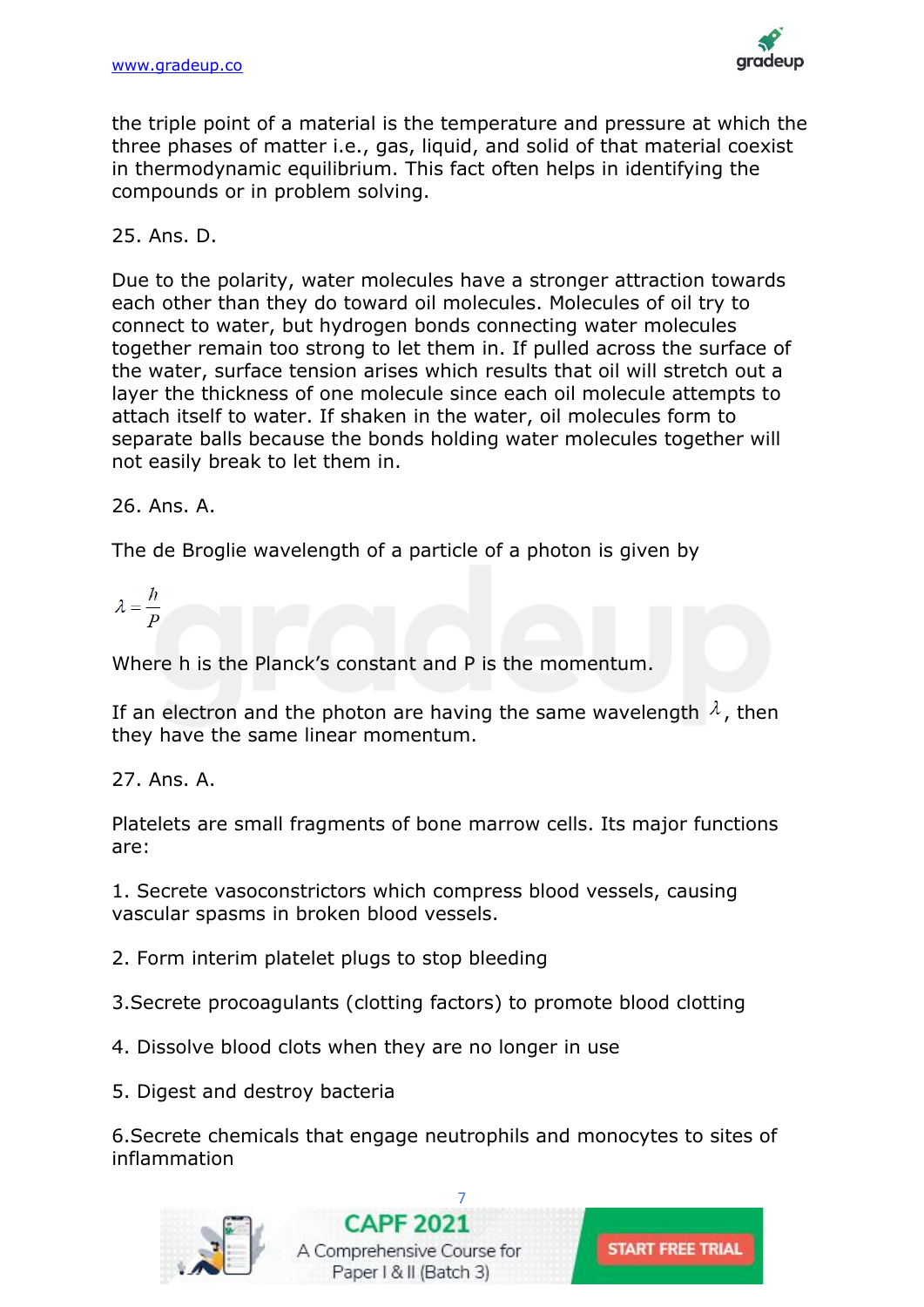the triple point of a material is the temperature and pressure at which the three phases of matter i.e., gas, liquid, and solid of that material coexist in thermodynamic equilibrium. This fact often helps in identifying the compounds or in problem solving.

25. Ans. D.

Due to the polarity, water molecules have a stronger attraction towards each other than they do toward oil molecules. Molecules of oil try to connect to water, but hydrogen bonds connecting water molecules together remain too strong to let them in. If pulled across the surface of the water, surface tension arises which results that oil will stretch out a layer the thickness of one molecule since each oil molecule attempts to attach itself to water. If shaken in the water, oil molecules form to separate balls because the bonds holding water molecules together will not easily break to let them in.

26. Ans. A.

The de Broglie wavelength of a particle of a photon is given by

$$\lambda = \frac{h}{P}$$

Where h is the Planck's constant and P is the momentum.

If an electron and the photon are having the same wavelength $\lambda$, then they have the same linear momentum.

27. Ans. A.

Platelets are small fragments of bone marrow cells. Its major functions are:

1. Secrete vasoconstrictors which compress blood vessels, causing vascular spasms in broken blood vessels.

2. Form interim platelet plugs to stop bleeding

3.Secrete procoagulants (clotting factors) to promote blood clotting

4. Dissolve blood clots when they are no longer in use

5. Digest and destroy bacteria

6.Secrete chemicals that engage neutrophils and monocytes to sites of inflammation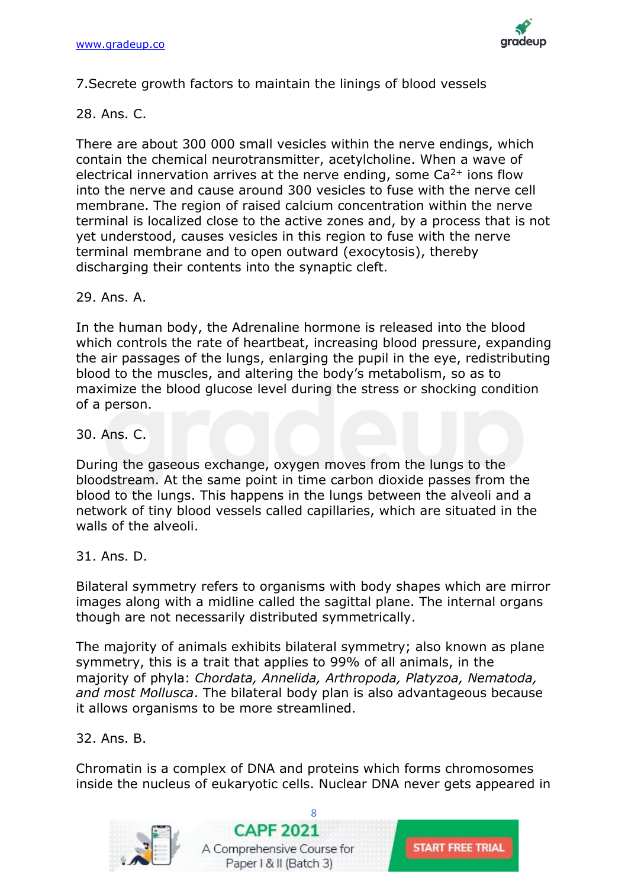7.Secrete growth factors to maintain the linings of blood vessels

28. Ans. C.

There are about 300 000 small vesicles within the nerve endings, which contain the chemical neurotransmitter, acetylcholine. When a wave of electrical innervation arrives at the nerve ending, some $Ca^{2+}$ ions flow into the nerve and cause around 300 vesicles to fuse with the nerve cell membrane. The region of raised calcium concentration within the nerve terminal is localized close to the active zones and, by a process that is not yet understood, causes vesicles in this region to fuse with the nerve terminal membrane and to open outward (exocytosis), thereby discharging their contents into the synaptic cleft.

29. Ans. A.

In the human body, the Adrenaline hormone is released into the blood which controls the rate of heartbeat, increasing blood pressure, expanding the air passages of the lungs, enlarging the pupil in the eye, redistributing blood to the muscles, and altering the body's metabolism, so as to maximize the blood glucose level during the stress or shocking condition of a person.

30. Ans. C.

During the gaseous exchange, oxygen moves from the lungs to the bloodstream. At the same point in time carbon dioxide passes from the blood to the lungs. This happens in the lungs between the alveoli and a network of tiny blood vessels called capillaries, which are situated in the walls of the alveoli.

31. Ans. D.

Bilateral symmetry refers to organisms with body shapes which are mirror images along with a midline called the sagittal plane. The internal organs though are not necessarily distributed symmetrically.

The majority of animals exhibits bilateral symmetry; also known as plane symmetry, this is a trait that applies to 99% of all animals, in the majority of phyla: *Chordata, Annelida, Arthropoda, Platyzoa, Nematoda, and most Mollusca*. The bilateral body plan is also advantageous because it allows organisms to be more streamlined.

32. Ans. B.

Chromatin is a complex of DNA and proteins which forms chromosomes inside the nucleus of eukaryotic cells. Nuclear DNA never gets appeared in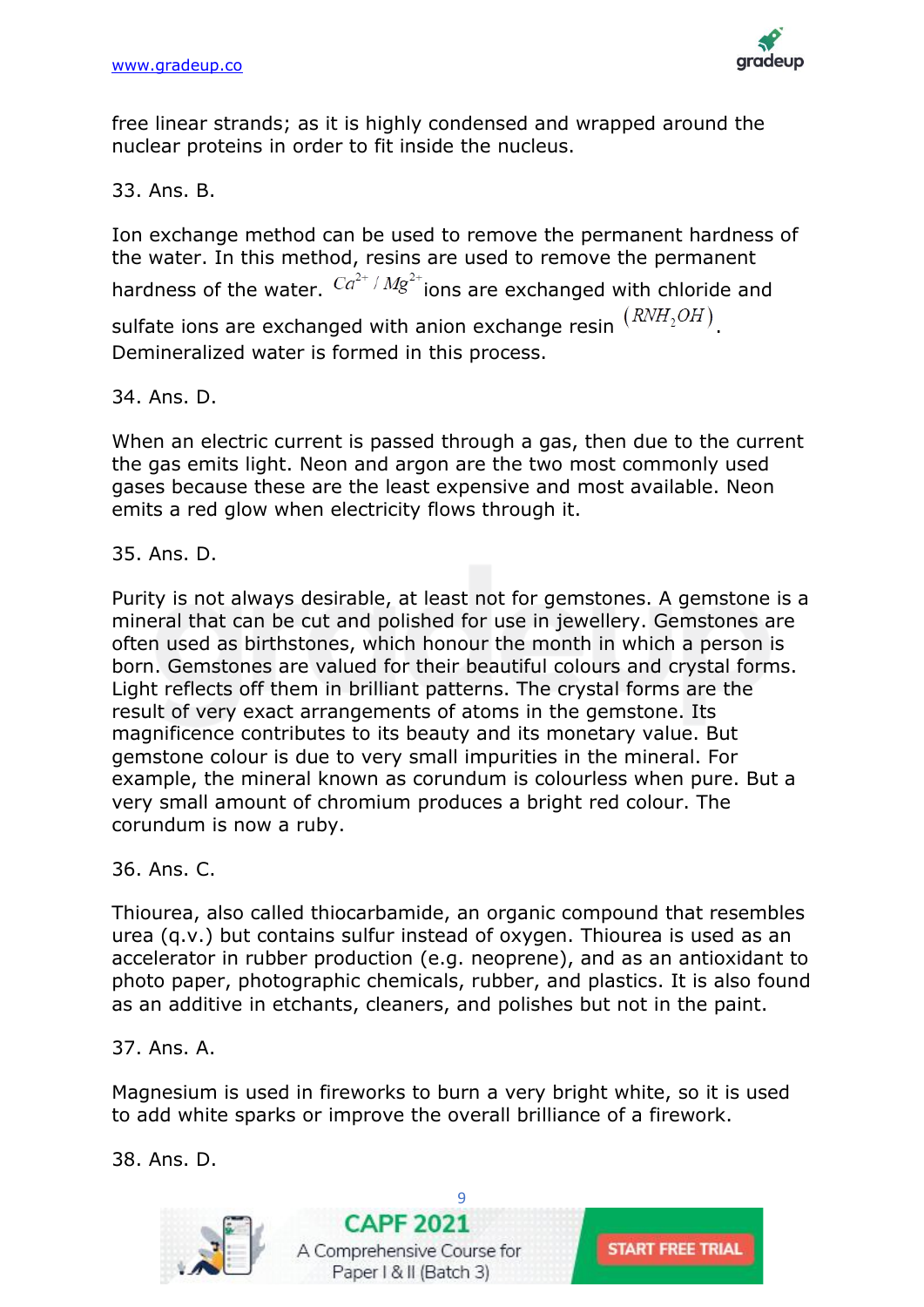free linear strands; as it is highly condensed and wrapped around the nuclear proteins in order to fit inside the nucleus.

33. Ans. B.

Ion exchange method can be used to remove the permanent hardness of the water. In this method, resins are used to remove the permanent hardness of the water. $Ca^{2+} / Mg^{2+}$ ions are exchanged with chloride and sulfate ions are exchanged with anion exchange resin $(RNH_2OH)$. Demineralized water is formed in this process.

34. Ans. D.

When an electric current is passed through a gas, then due to the current the gas emits light. Neon and argon are the two most commonly used gases because these are the least expensive and most available. Neon emits a red glow when electricity flows through it.

35. Ans. D.

Purity is not always desirable, at least not for gemstones. A gemstone is a mineral that can be cut and polished for use in jewellery. Gemstones are often used as birthstones, which honour the month in which a person is born. Gemstones are valued for their beautiful colours and crystal forms. Light reflects off them in brilliant patterns. The crystal forms are the result of very exact arrangements of atoms in the gemstone. Its magnificence contributes to its beauty and its monetary value. But gemstone colour is due to very small impurities in the mineral. For example, the mineral known as corundum is colourless when pure. But a very small amount of chromium produces a bright red colour. The corundum is now a ruby.

36. Ans. C.

Thiourea, also called thiocarbamide, an organic compound that resembles urea (q.v.) but contains sulfur instead of oxygen. Thiourea is used as an accelerator in rubber production (e.g. neoprene), and as an antioxidant to photo paper, photographic chemicals, rubber, and plastics. It is also found as an additive in etchants, cleaners, and polishes but not in the paint.

37. Ans. A.

Magnesium is used in fireworks to burn a very bright white, so it is used to add white sparks or improve the overall brilliance of a firework.

38. Ans. D.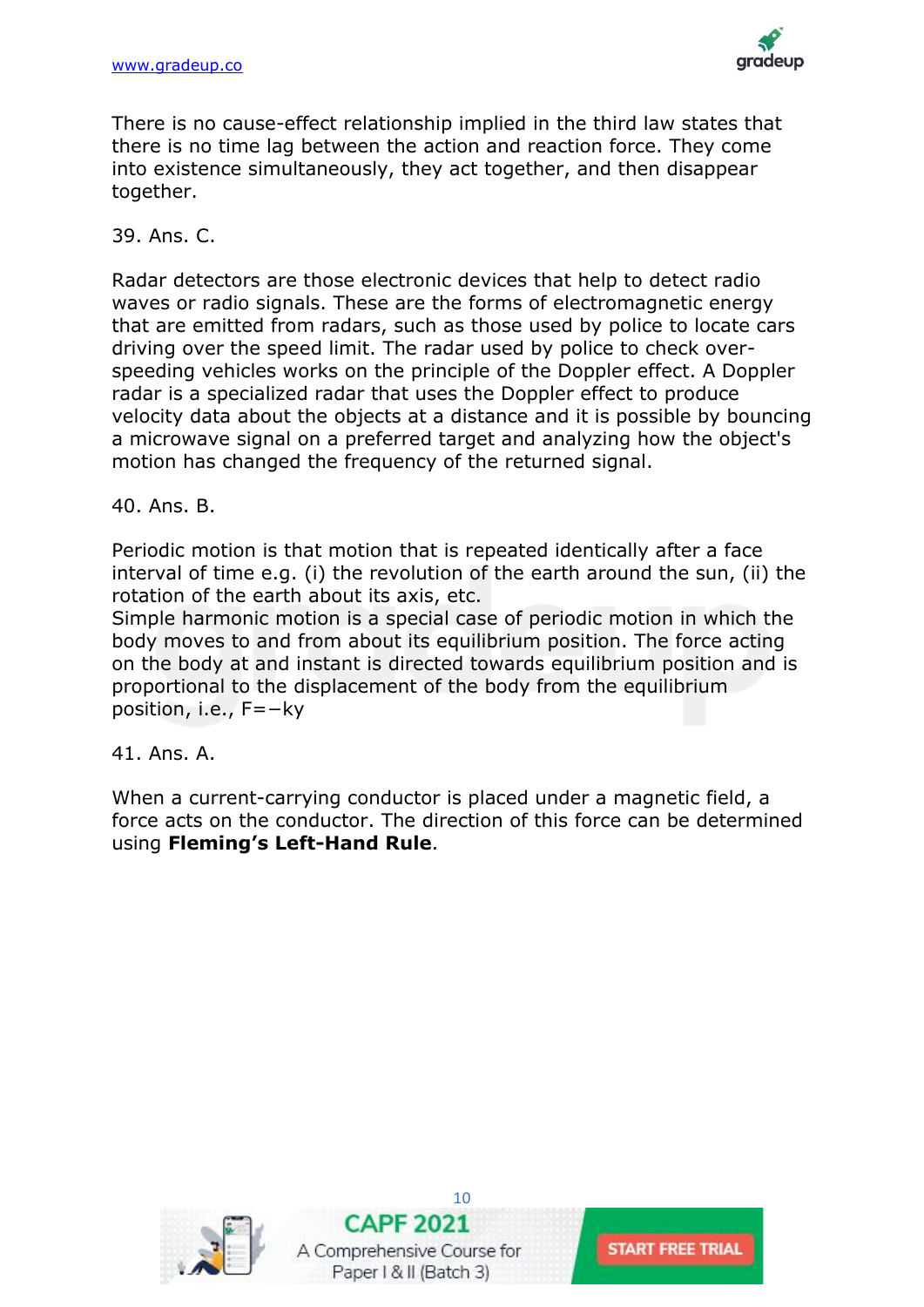There is no cause-effect relationship implied in the third law states that there is no time lag between the action and reaction force. They come into existence simultaneously, they act together, and then disappear together.

39. Ans. C.

Radar detectors are those electronic devices that help to detect radio waves or radio signals. These are the forms of electromagnetic energy that are emitted from radars, such as those used by police to locate cars driving over the speed limit. The radar used by police to check over-speeding vehicles works on the principle of the Doppler effect. A Doppler radar is a specialized radar that uses the Doppler effect to produce velocity data about the objects at a distance and it is possible by bouncing a microwave signal on a preferred target and analyzing how the object's motion has changed the frequency of the returned signal.

40. Ans. B.

Periodic motion is that motion that is repeated identically after a face interval of time e.g. (i) the revolution of the earth around the sun, (ii) the rotation of the earth about its axis, etc.
Simple harmonic motion is a special case of periodic motion in which the body moves to and from about its equilibrium position. The force acting on the body at and instant is directed towards equilibrium position and is proportional to the displacement of the body from the equilibrium position, i.e., $F=-ky$

41. Ans. A.

When a current-carrying conductor is placed under a magnetic field, a force acts on the conductor. The direction of this force can be determined using **Fleming's Left-Hand Rule**.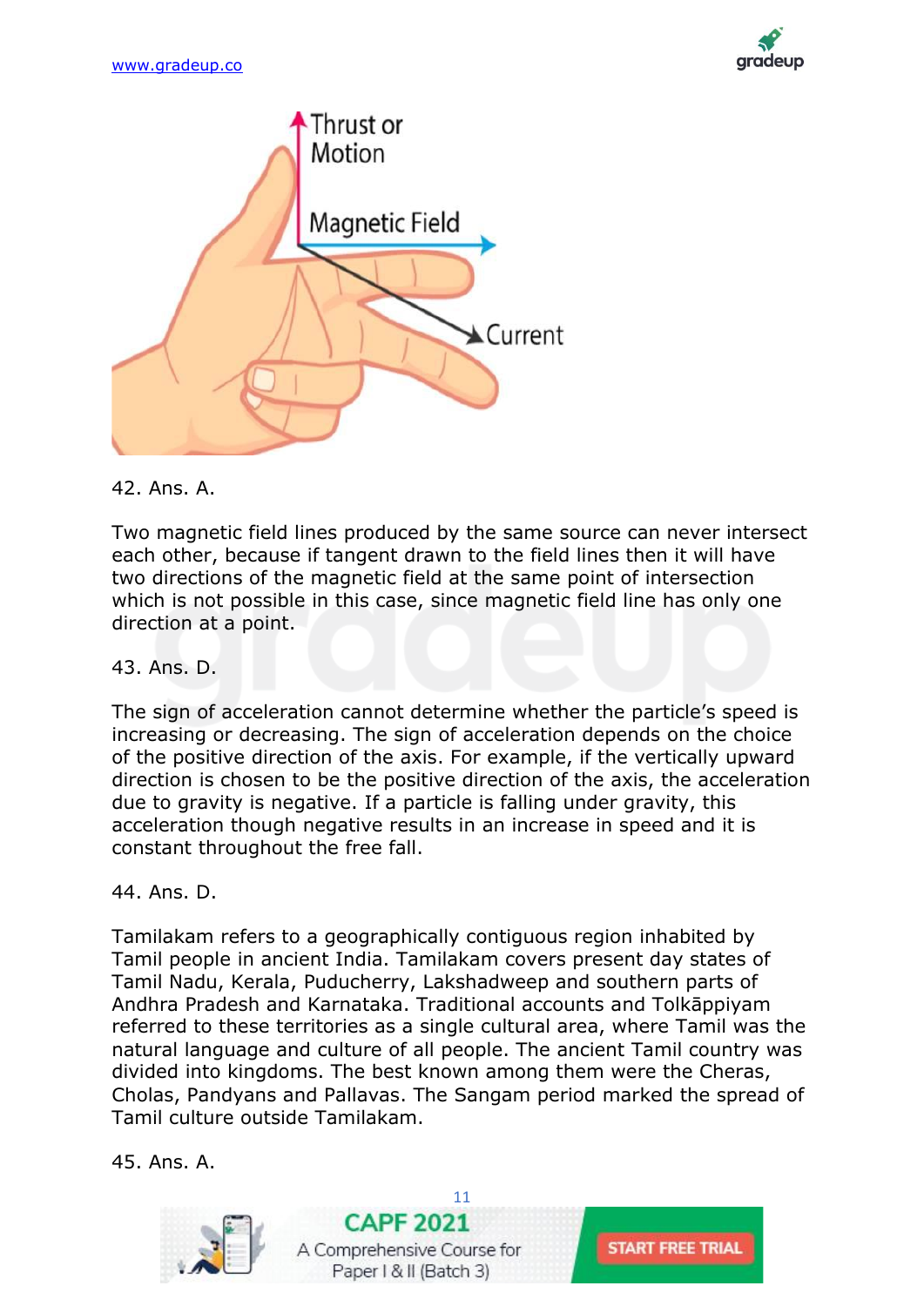42. Ans. A.

Two magnetic field lines produced by the same source can never intersect each other, because if tangent drawn to the field lines then it will have two directions of the magnetic field at the same point of intersection which is not possible in this case, since magnetic field line has only one direction at a point.

43. Ans. D.

The sign of acceleration cannot determine whether the particle's speed is increasing or decreasing. The sign of acceleration depends on the choice of the positive direction of the axis. For example, if the vertically upward direction is chosen to be the positive direction of the axis, the acceleration due to gravity is negative. If a particle is falling under gravity, this acceleration though negative results in an increase in speed and it is constant throughout the free fall.

44. Ans. D.

Tamilakam refers to a geographically contiguous region inhabited by Tamil people in ancient India. Tamilakam covers present day states of Tamil Nadu, Kerala, Puducherry, Lakshadweep and southern parts of Andhra Pradesh and Karnataka. Traditional accounts and Tolkāppiyam referred to these territories as a single cultural area, where Tamil was the natural language and culture of all people. The ancient Tamil country was divided into kingdoms. The best known among them were the Cheras, Cholas, Pandyans and Pallavas. The Sangam period marked the spread of Tamil culture outside Tamilakam.

45. Ans. A.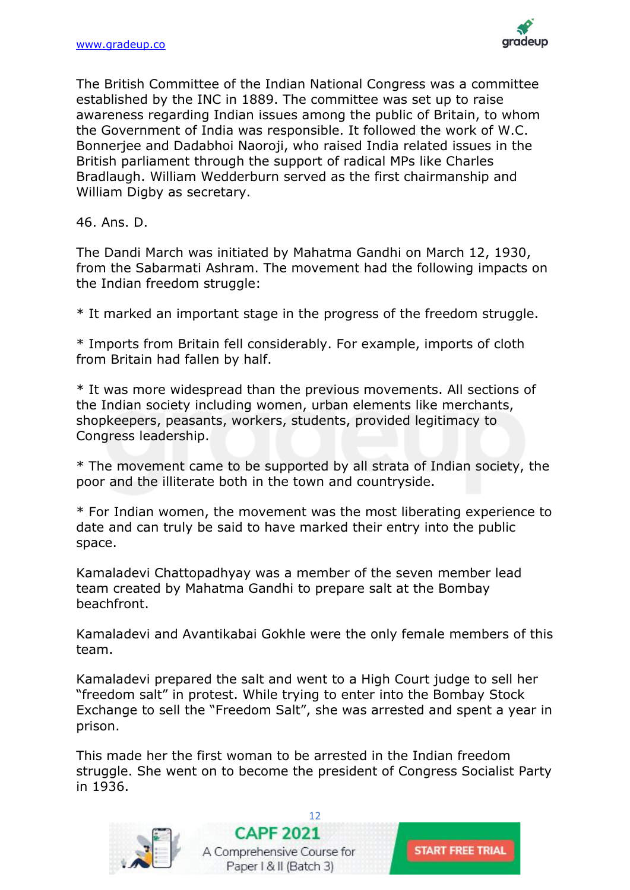The British Committee of the Indian National Congress was a committee established by the INC in 1889. The committee was set up to raise awareness regarding Indian issues among the public of Britain, to whom the Government of India was responsible. It followed the work of W.C. Bonnerjee and Dadabhoi Naoroji, who raised India related issues in the British parliament through the support of radical MPs like Charles Bradlaugh. William Wedderburn served as the first chairmanship and William Digby as secretary.

46. Ans. D.

The Dandi March was initiated by Mahatma Gandhi on March 12, 1930, from the Sabarmati Ashram. The movement had the following impacts on the Indian freedom struggle:

* It marked an important stage in the progress of the freedom struggle.

* Imports from Britain fell considerably. For example, imports of cloth from Britain had fallen by half.

* It was more widespread than the previous movements. All sections of the Indian society including women, urban elements like merchants, shopkeepers, peasants, workers, students, provided legitimacy to Congress leadership.

* The movement came to be supported by all strata of Indian society, the poor and the illiterate both in the town and countryside.

* For Indian women, the movement was the most liberating experience to date and can truly be said to have marked their entry into the public space.

Kamaladevi Chattopadhyay was a member of the seven member lead team created by Mahatma Gandhi to prepare salt at the Bombay beachfront.

Kamaladevi and Avantikabai Gokhle were the only female members of this team.

Kamaladevi prepared the salt and went to a High Court judge to sell her "freedom salt" in protest. While trying to enter into the Bombay Stock Exchange to sell the "Freedom Salt", she was arrested and spent a year in prison.

This made her the first woman to be arrested in the Indian freedom struggle. She went on to become the president of Congress Socialist Party in 1936.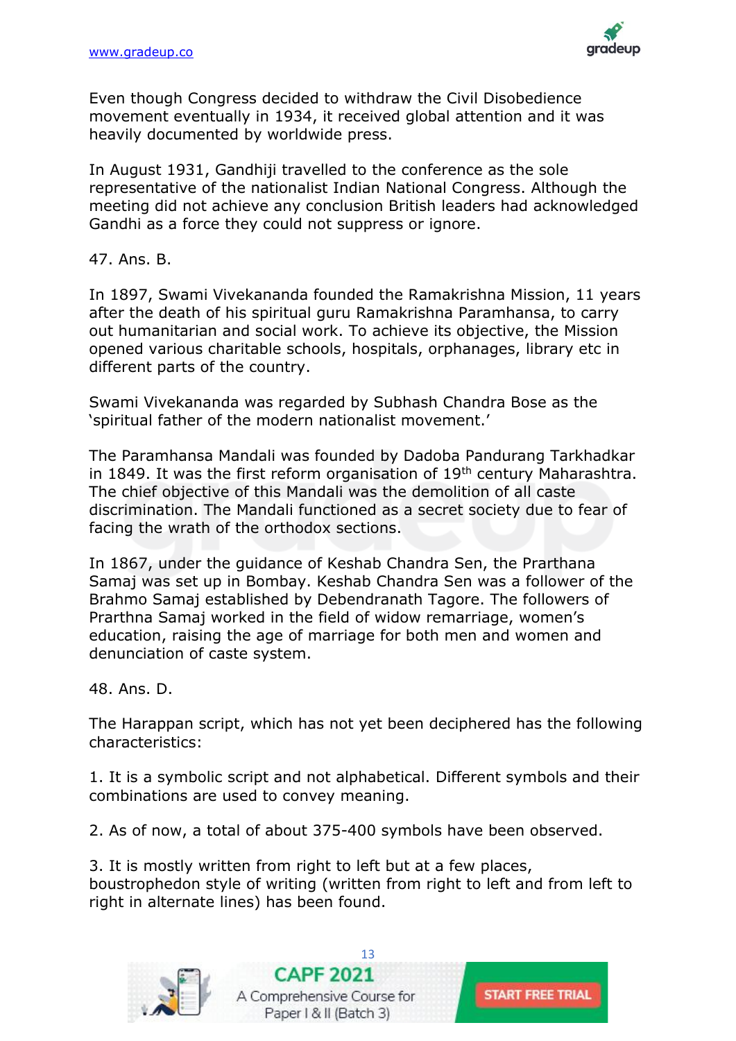Even though Congress decided to withdraw the Civil Disobedience movement eventually in 1934, it received global attention and it was heavily documented by worldwide press.

In August 1931, Gandhiji travelled to the conference as the sole representative of the nationalist Indian National Congress. Although the meeting did not achieve any conclusion British leaders had acknowledged Gandhi as a force they could not suppress or ignore.

47. Ans. B.

In 1897, Swami Vivekananda founded the Ramakrishna Mission, 11 years after the death of his spiritual guru Ramakrishna Paramhansa, to carry out humanitarian and social work. To achieve its objective, the Mission opened various charitable schools, hospitals, orphanages, library etc in different parts of the country.

Swami Vivekananda was regarded by Subhash Chandra Bose as the 'spiritual father of the modern nationalist movement.'

The Paramhansa Mandali was founded by Dadoba Pandurang Tarkhadkar in 1849. It was the first reform organisation of 19th century Maharashtra. The chief objective of this Mandali was the demolition of all caste discrimination. The Mandali functioned as a secret society due to fear of facing the wrath of the orthodox sections.

In 1867, under the guidance of Keshab Chandra Sen, the Prarthana Samaj was set up in Bombay. Keshab Chandra Sen was a follower of the Brahmo Samaj established by Debendranath Tagore. The followers of Prarthna Samaj worked in the field of widow remarriage, women's education, raising the age of marriage for both men and women and denunciation of caste system.

48. Ans. D.

The Harappan script, which has not yet been deciphered has the following characteristics:

1. It is a symbolic script and not alphabetical. Different symbols and their combinations are used to convey meaning.

2. As of now, a total of about 375-400 symbols have been observed.

3. It is mostly written from right to left but at a few places, boustrophedon style of writing (written from right to left and from left to right in alternate lines) has been found.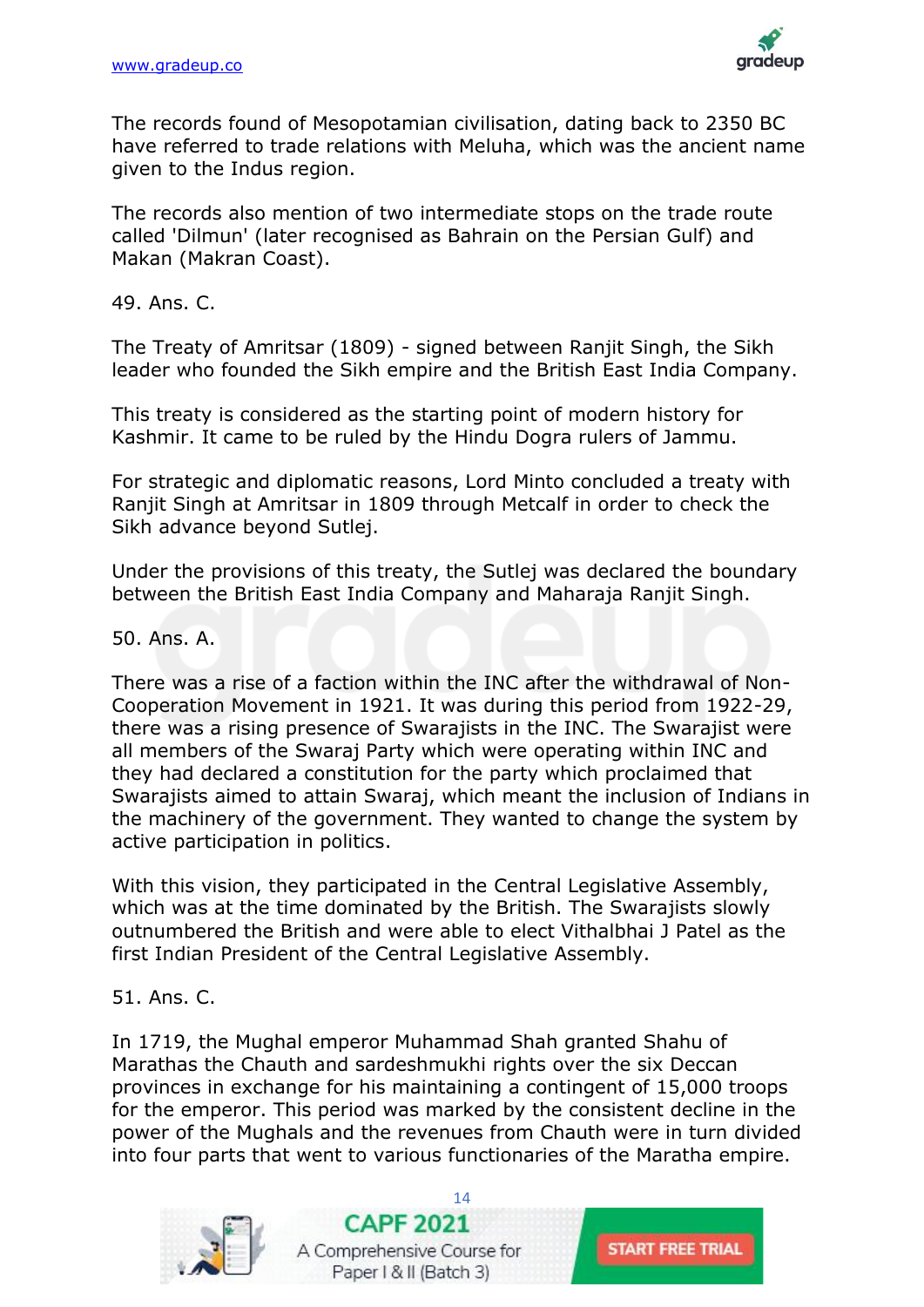The records found of Mesopotamian civilisation, dating back to 2350 BC have referred to trade relations with Meluha, which was the ancient name given to the Indus region.

The records also mention of two intermediate stops on the trade route called 'Dilmun' (later recognised as Bahrain on the Persian Gulf) and Makan (Makran Coast).

49. Ans. C.

The Treaty of Amritsar (1809) - signed between Ranjit Singh, the Sikh leader who founded the Sikh empire and the British East India Company.

This treaty is considered as the starting point of modern history for Kashmir. It came to be ruled by the Hindu Dogra rulers of Jammu.

For strategic and diplomatic reasons, Lord Minto concluded a treaty with Ranjit Singh at Amritsar in 1809 through Metcalf in order to check the Sikh advance beyond Sutlej.

Under the provisions of this treaty, the Sutlej was declared the boundary between the British East India Company and Maharaja Ranjit Singh.

50. Ans. A.

There was a rise of a faction within the INC after the withdrawal of Non-Cooperation Movement in 1921. It was during this period from 1922-29, there was a rising presence of Swarajists in the INC. The Swarajist were all members of the Swaraj Party which were operating within INC and they had declared a constitution for the party which proclaimed that Swarajists aimed to attain Swaraj, which meant the inclusion of Indians in the machinery of the government. They wanted to change the system by active participation in politics.

With this vision, they participated in the Central Legislative Assembly, which was at the time dominated by the British. The Swarajists slowly outnumbered the British and were able to elect Vithalbhai J Patel as the first Indian President of the Central Legislative Assembly.

51. Ans. C.

In 1719, the Mughal emperor Muhammad Shah granted Shahu of Marathas the Chauth and sardeshmukhi rights over the six Deccan provinces in exchange for his maintaining a contingent of 15,000 troops for the emperor. This period was marked by the consistent decline in the power of the Mughals and the revenues from Chauth were in turn divided into four parts that went to various functionaries of the Maratha empire.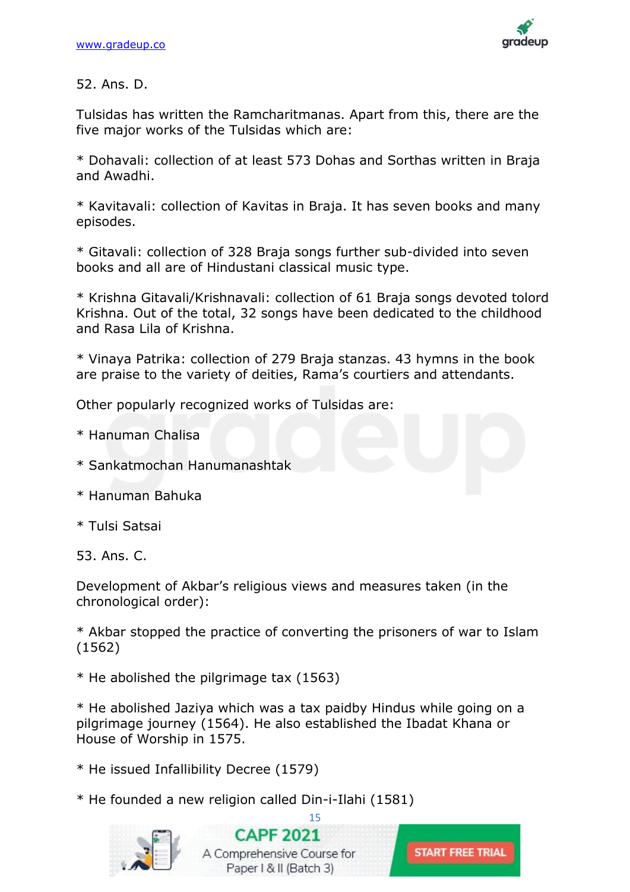52. Ans. D.

Tulsidas has written the Ramcharitmanas. Apart from this, there are the five major works of the Tulsidas which are:

* Dohavali: collection of at least 573 Dohas and Sorthas written in Braja and Awadhi.

* Kavitavali: collection of Kavitas in Braja. It has seven books and many episodes.

* Gitavali: collection of 328 Braja songs further sub-divided into seven books and all are of Hindustani classical music type.

* Krishna Gitavali/Krishnavali: collection of 61 Braja songs devoted tolord Krishna. Out of the total, 32 songs have been dedicated to the childhood and Rasa Lila of Krishna.

* Vinaya Patrika: collection of 279 Braja stanzas. 43 hymns in the book are praise to the variety of deities, Rama's courtiers and attendants.

Other popularly recognized works of Tulsidas are:

* Hanuman Chalisa

* Sankatmochan Hanumanashtak

* Hanuman Bahuka

* Tulsi Satsai

53. Ans. C.

Development of Akbar's religious views and measures taken (in the chronological order):

* Akbar stopped the practice of converting the prisoners of war to Islam (1562)

* He abolished the pilgrimage tax (1563)

* He abolished Jaziya which was a tax paidby Hindus while going on a pilgrimage journey (1564). He also established the Ibadat Khana or House of Worship in 1575.

* He issued Infallibility Decree (1579)

* He founded a new religion called Din-i-Ilahi (1581)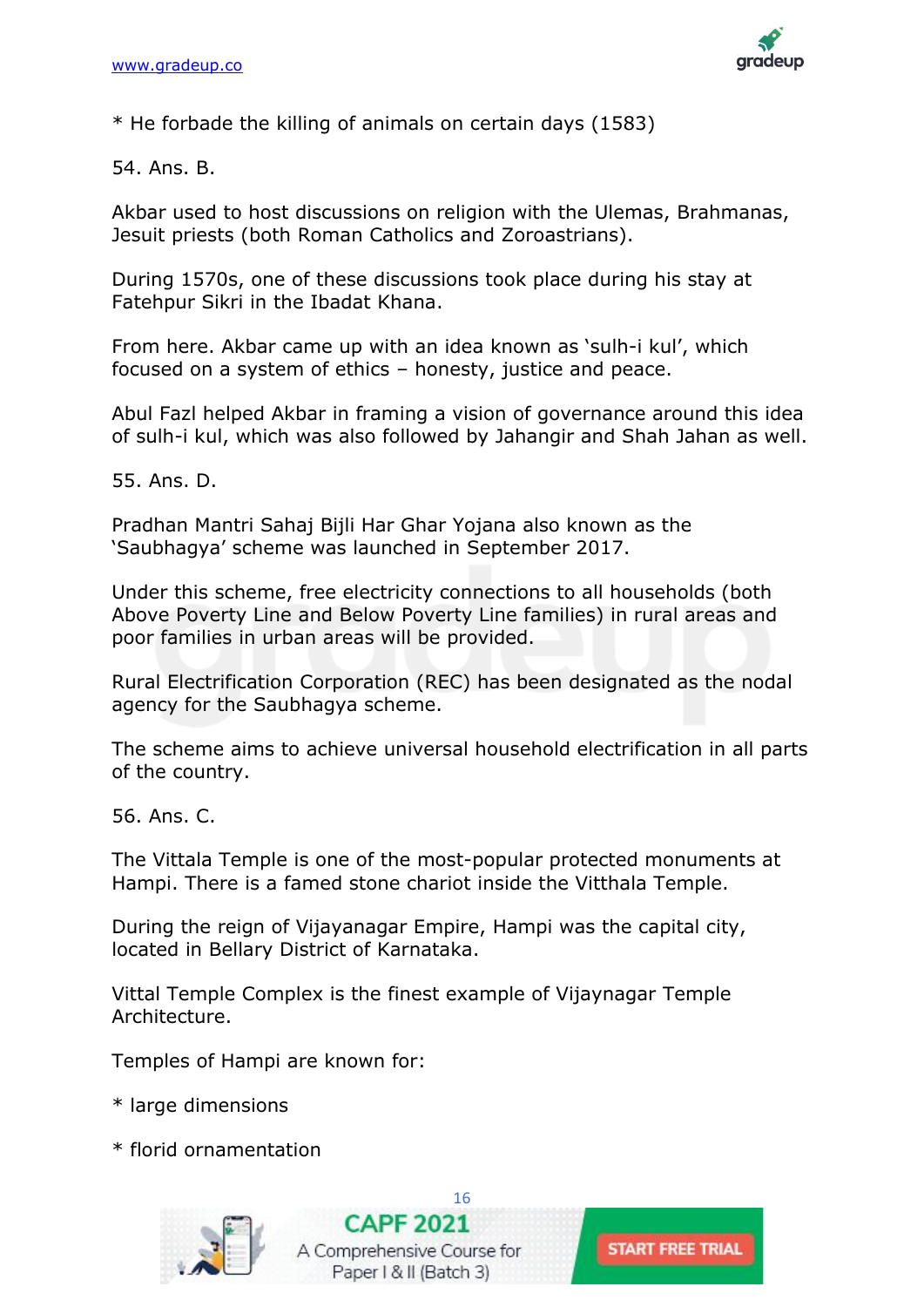* He forbade the killing of animals on certain days (1583)

54. Ans. B.

Akbar used to host discussions on religion with the Ulemas, Brahmanas, Jesuit priests (both Roman Catholics and Zoroastrians).

During 1570s, one of these discussions took place during his stay at Fatehpur Sikri in the Ibadat Khana.

From here. Akbar came up with an idea known as 'sulh-i kul', which focused on a system of ethics – honesty, justice and peace.

Abul Fazl helped Akbar in framing a vision of governance around this idea of sulh-i kul, which was also followed by Jahangir and Shah Jahan as well.

55. Ans. D.

Pradhan Mantri Sahaj Bijli Har Ghar Yojana also known as the 'Saubhagya' scheme was launched in September 2017.

Under this scheme, free electricity connections to all households (both Above Poverty Line and Below Poverty Line families) in rural areas and poor families in urban areas will be provided.

Rural Electrification Corporation (REC) has been designated as the nodal agency for the Saubhagya scheme.

The scheme aims to achieve universal household electrification in all parts of the country.

56. Ans. C.

The Vittala Temple is one of the most-popular protected monuments at Hampi. There is a famed stone chariot inside the Vitthala Temple.

During the reign of Vijayanagar Empire, Hampi was the capital city, located in Bellary District of Karnataka.

Vittal Temple Complex is the finest example of Vijaynagar Temple Architecture.

Temples of Hampi are known for:

* large dimensions

* florid ornamentation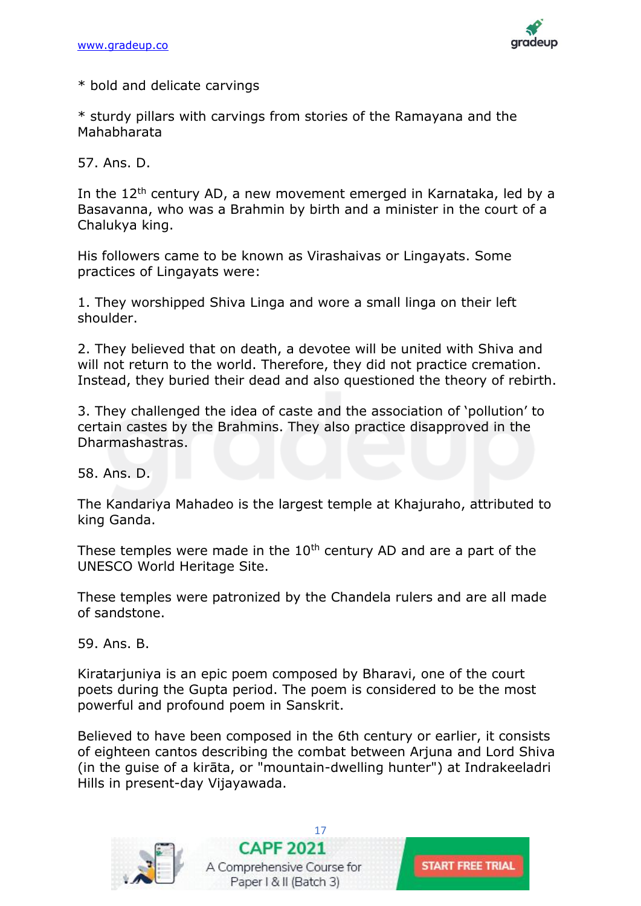* bold and delicate carvings

* sturdy pillars with carvings from stories of the Ramayana and the Mahabharata

57. Ans. D.

In the 12th century AD, a new movement emerged in Karnataka, led by a Basavanna, who was a Brahmin by birth and a minister in the court of a Chalukya king.

His followers came to be known as Virashaivas or Lingayats. Some practices of Lingayats were:

1. They worshipped Shiva Linga and wore a small linga on their left shoulder.

2. They believed that on death, a devotee will be united with Shiva and will not return to the world. Therefore, they did not practice cremation. Instead, they buried their dead and also questioned the theory of rebirth.

3. They challenged the idea of caste and the association of ‘pollution’ to certain castes by the Brahmins. They also practice disapproved in the Dharmashastras.

58. Ans. D.

The Kandariya Mahadeo is the largest temple at Khajuraho, attributed to king Ganda.

These temples were made in the 10th century AD and are a part of the UNESCO World Heritage Site.

These temples were patronized by the Chandela rulers and are all made of sandstone.

59. Ans. B.

Kiratarjuniya is an epic poem composed by Bharavi, one of the court poets during the Gupta period. The poem is considered to be the most powerful and profound poem in Sanskrit.

Believed to have been composed in the 6th century or earlier, it consists of eighteen cantos describing the combat between Arjuna and Lord Shiva (in the guise of a kirāta, or "mountain-dwelling hunter") at Indrakeeladri Hills in present-day Vijayawada.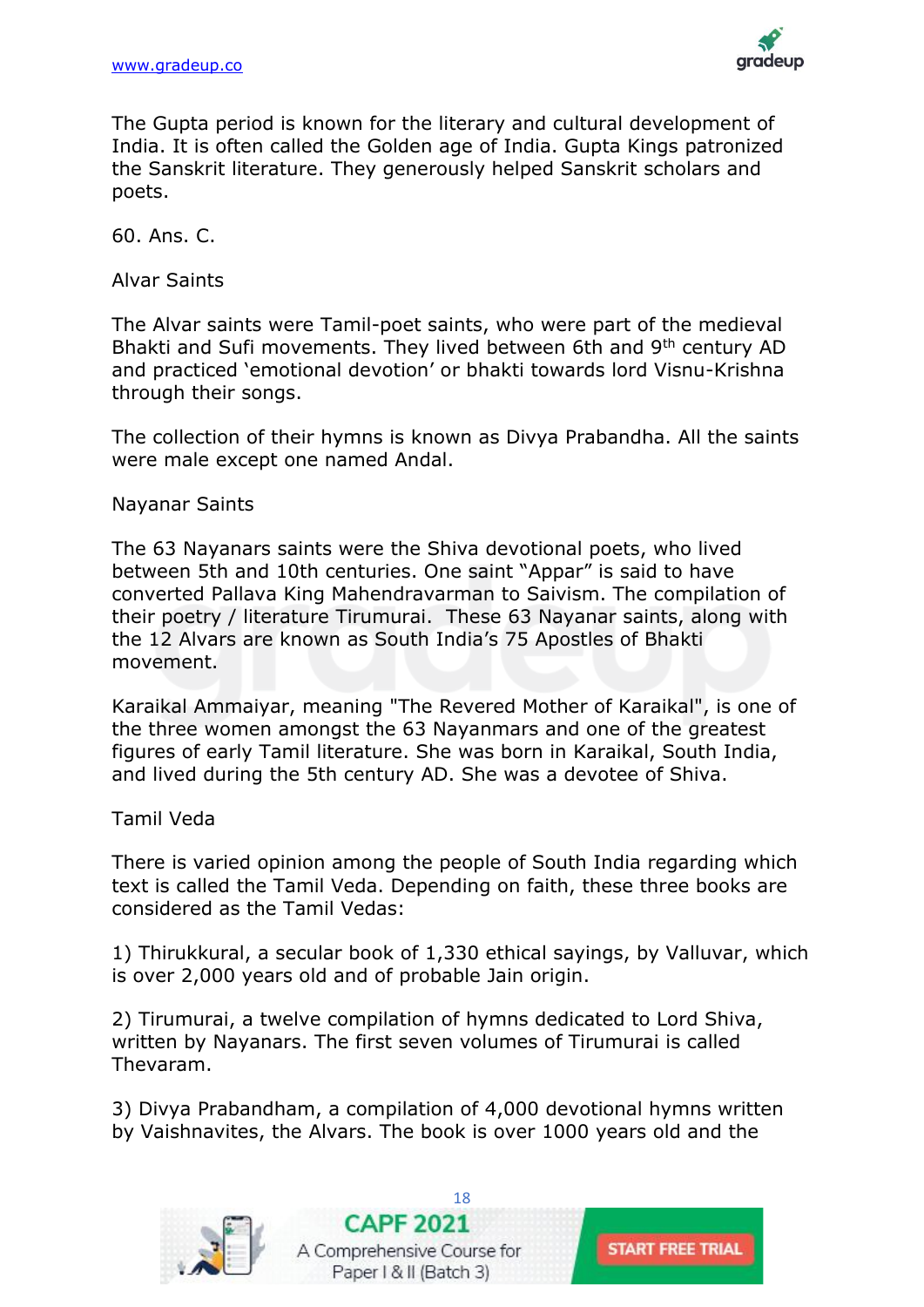The Gupta period is known for the literary and cultural development of India. It is often called the Golden age of India. Gupta Kings patronized the Sanskrit literature. They generously helped Sanskrit scholars and poets.

60. Ans. C.

Alvar Saints

The Alvar saints were Tamil-poet saints, who were part of the medieval Bhakti and Sufi movements. They lived between 6th and 9th century AD and practiced 'emotional devotion' or bhakti towards lord Visnu-Krishna through their songs.

The collection of their hymns is known as Divya Prabandha. All the saints were male except one named Andal.

Nayanar Saints

The 63 Nayanars saints were the Shiva devotional poets, who lived between 5th and 10th centuries. One saint "Appar" is said to have converted Pallava King Mahendravarman to Saivism. The compilation of their poetry / literature Tirumurai. These 63 Nayanar saints, along with the 12 Alvars are known as South India's 75 Apostles of Bhakti movement.

Karaikal Ammaiyar, meaning "The Revered Mother of Karaikal", is one of the three women amongst the 63 Nayanmars and one of the greatest figures of early Tamil literature. She was born in Karaikal, South India, and lived during the 5th century AD. She was a devotee of Shiva.

Tamil Veda

There is varied opinion among the people of South India regarding which text is called the Tamil Veda. Depending on faith, these three books are considered as the Tamil Vedas:

1) Thirukkural, a secular book of 1,330 ethical sayings, by Valluvar, which is over 2,000 years old and of probable Jain origin.

2) Tirumurai, a twelve compilation of hymns dedicated to Lord Shiva, written by Nayanars. The first seven volumes of Tirumurai is called Thevaram.

3) Divya Prabandham, a compilation of 4,000 devotional hymns written by Vaishnavites, the Alvars. The book is over 1000 years old and the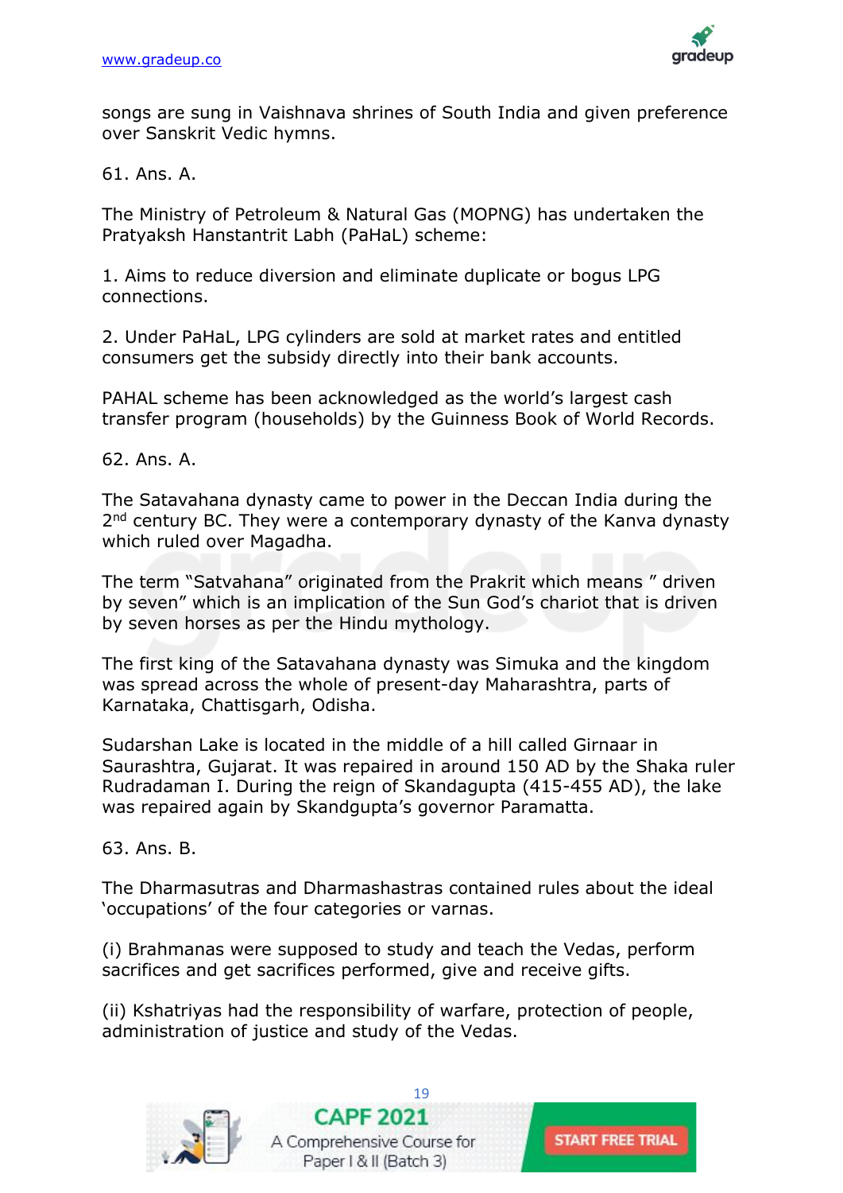songs are sung in Vaishnava shrines of South India and given preference over Sanskrit Vedic hymns.

61. Ans. A.

The Ministry of Petroleum & Natural Gas (MOPNG) has undertaken the Pratyaksh Hanstantrit Labh (PaHaL) scheme:

1. Aims to reduce diversion and eliminate duplicate or bogus LPG connections.

2. Under PaHaL, LPG cylinders are sold at market rates and entitled consumers get the subsidy directly into their bank accounts.

PAHAL scheme has been acknowledged as the world's largest cash transfer program (households) by the Guinness Book of World Records.

62. Ans. A.

The Satavahana dynasty came to power in the Deccan India during the 2nd century BC. They were a contemporary dynasty of the Kanva dynasty which ruled over Magadha.

The term "Satvahana" originated from the Prakrit which means " driven by seven" which is an implication of the Sun God's chariot that is driven by seven horses as per the Hindu mythology.

The first king of the Satavahana dynasty was Simuka and the kingdom was spread across the whole of present-day Maharashtra, parts of Karnataka, Chattisgarh, Odisha.

Sudarshan Lake is located in the middle of a hill called Girnaar in Saurashtra, Gujarat. It was repaired in around 150 AD by the Shaka ruler Rudradaman I. During the reign of Skandagupta (415-455 AD), the lake was repaired again by Skandgupta's governor Paramatta.

63. Ans. B.

The Dharmasutras and Dharmashastras contained rules about the ideal 'occupations' of the four categories or varnas.

(i) Brahmanas were supposed to study and teach the Vedas, perform sacrifices and get sacrifices performed, give and receive gifts.

(ii) Kshatriyas had the responsibility of warfare, protection of people, administration of justice and study of the Vedas.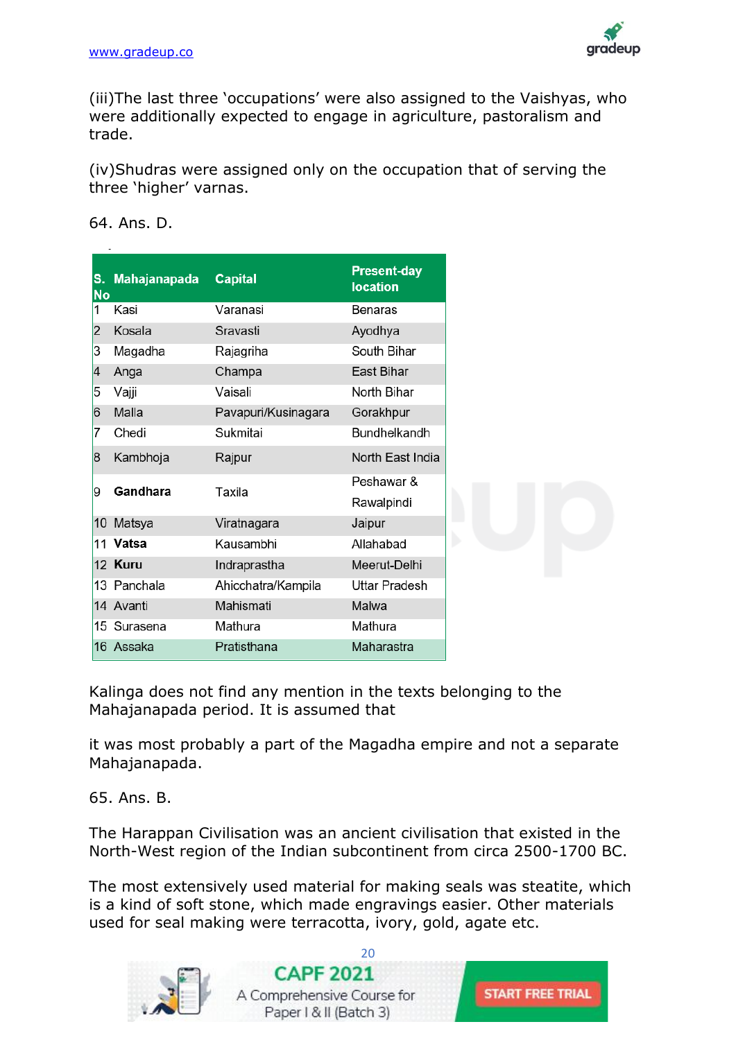(iii)The last three 'occupations' were also assigned to the Vaishyas, who were additionally expected to engage in agriculture, pastoralism and trade.

(iv)Shudras were assigned only on the occupation that of serving the three 'higher' varnas.

64. Ans. D.

| S. No | Mahajanapada | Capital | Present-day location |
|---|---|---|---|
| 1 | Kasi | Varanasi | Benaras |
| 2 | Kosala | Sravasti | Ayodhya |
| 3 | Magadha | Rajagriha | South Bihar |
| 4 | Anga | Champa | East Bihar |
| 5 | Vajji | Vaisali | North Bihar |
| 6 | Malla | Pavapuri/Kusinagara | Gorakhpur |
| 7 | Chedi | Sukmitai | Bundhelkandh |
| 8 | Kambhoja | Rajpur | North East India |
| 9 | **Gandhara** | Taxila | Peshawar & Rawalpindi |
| 10 | Matsya | Viratnagara | Jaipur |
| 11 | **Vatsa** | Kausambhi | Allahabad |
| 12 | **Kuru** | Indraprastha | Meerut-Delhi |
| 13 | Panchala | Ahicchatra/Kampila | Uttar Pradesh |
| 14 | Avanti | Mahismati | Malwa |
| 15 | Surasena | Mathura | Mathura |
| 16 | Assaka | Pratisthana | Maharastra |

Kalinga does not find any mention in the texts belonging to the Mahajanapada period. It is assumed that

it was most probably a part of the Magadha empire and not a separate Mahajanapada.

65. Ans. B.

The Harappan Civilisation was an ancient civilisation that existed in the North-West region of the Indian subcontinent from circa 2500-1700 BC.

The most extensively used material for making seals was steatite, which is a kind of soft stone, which made engravings easier. Other materials used for seal making were terracotta, ivory, gold, agate etc.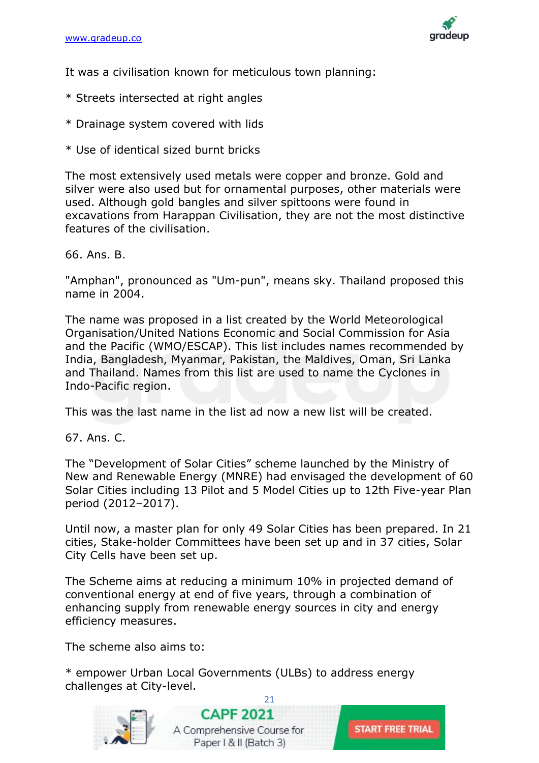It was a civilisation known for meticulous town planning:

* Streets intersected at right angles

* Drainage system covered with lids

* Use of identical sized burnt bricks

The most extensively used metals were copper and bronze. Gold and silver were also used but for ornamental purposes, other materials were used. Although gold bangles and silver spittoons were found in excavations from Harappan Civilisation, they are not the most distinctive features of the civilisation.

66. Ans. B.

"Amphan", pronounced as "Um-pun", means sky. Thailand proposed this name in 2004.

The name was proposed in a list created by the World Meteorological Organisation/United Nations Economic and Social Commission for Asia and the Pacific (WMO/ESCAP). This list includes names recommended by India, Bangladesh, Myanmar, Pakistan, the Maldives, Oman, Sri Lanka and Thailand. Names from this list are used to name the Cyclones in Indo-Pacific region.

This was the last name in the list ad now a new list will be created.

67. Ans. C.

The “Development of Solar Cities” scheme launched by the Ministry of New and Renewable Energy (MNRE) had envisaged the development of 60 Solar Cities including 13 Pilot and 5 Model Cities up to 12th Five-year Plan period (2012–2017).

Until now, a master plan for only 49 Solar Cities has been prepared. In 21 cities, Stake-holder Committees have been set up and in 37 cities, Solar City Cells have been set up.

The Scheme aims at reducing a minimum 10% in projected demand of conventional energy at end of five years, through a combination of enhancing supply from renewable energy sources in city and energy efficiency measures.

The scheme also aims to:

* empower Urban Local Governments (ULBs) to address energy challenges at City-level.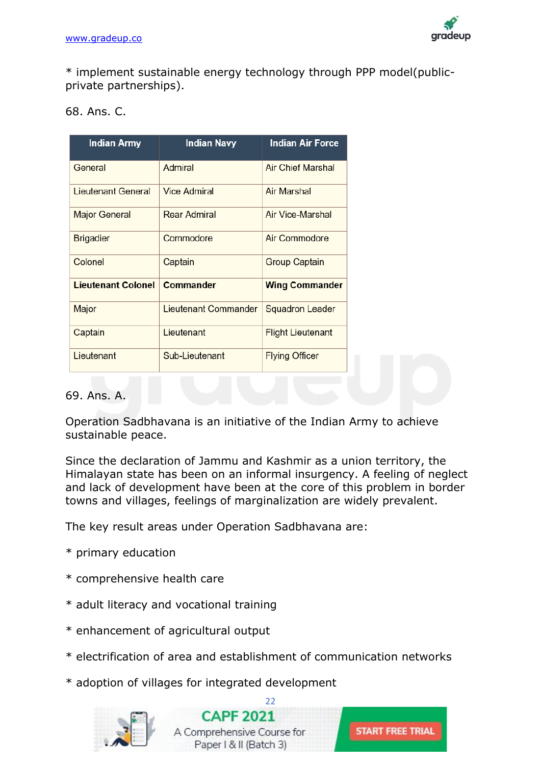* implement sustainable energy technology through PPP model(public-private partnerships).

68. Ans. C.

| Indian Army | Indian Navy | Indian Air Force |
|---|---|---|
| General | Admiral | Air Chief Marshal |
| Lieutenant General | Vice Admiral | Air Marshal |
| Major General | Rear Admiral | Air Vice-Marshal |
| Brigadier | Commodore | Air Commodore |
| Colonel | Captain | Group Captain |
| **Lieutenant Colonel** | **Commander** | **Wing Commander** |
| Major | Lieutenant Commander | Squadron Leader |
| Captain | Lieutenant | Flight Lieutenant |
| Lieutenant | Sub-Lieutenant | Flying Officer |

69. Ans. A.

Operation Sadbhavana is an initiative of the Indian Army to achieve sustainable peace.

Since the declaration of Jammu and Kashmir as a union territory, the Himalayan state has been on an informal insurgency. A feeling of neglect and lack of development have been at the core of this problem in border towns and villages, feelings of marginalization are widely prevalent.

The key result areas under Operation Sadbhavana are:

* primary education

* comprehensive health care

* adult literacy and vocational training

* enhancement of agricultural output

* electrification of area and establishment of communication networks

* adoption of villages for integrated development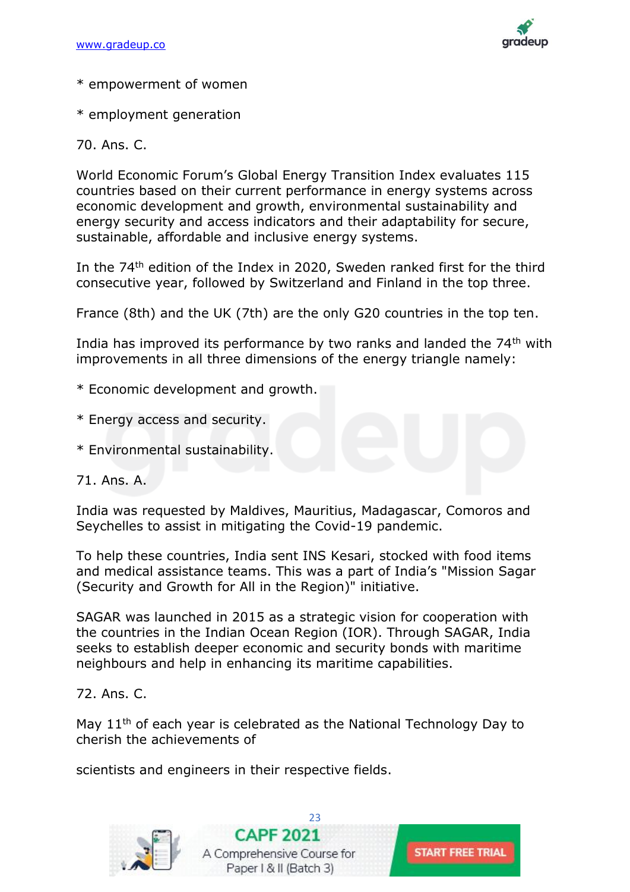* empowerment of women

* employment generation

70. Ans. C.

World Economic Forum's Global Energy Transition Index evaluates 115 countries based on their current performance in energy systems across economic development and growth, environmental sustainability and energy security and access indicators and their adaptability for secure, sustainable, affordable and inclusive energy systems.

In the 74th edition of the Index in 2020, Sweden ranked first for the third consecutive year, followed by Switzerland and Finland in the top three.

France (8th) and the UK (7th) are the only G20 countries in the top ten.

India has improved its performance by two ranks and landed the 74th with improvements in all three dimensions of the energy triangle namely:

* Economic development and growth.

* Energy access and security.

* Environmental sustainability.

71. Ans. A.

India was requested by Maldives, Mauritius, Madagascar, Comoros and Seychelles to assist in mitigating the Covid-19 pandemic.

To help these countries, India sent INS Kesari, stocked with food items and medical assistance teams. This was a part of India's "Mission Sagar (Security and Growth for All in the Region)" initiative.

SAGAR was launched in 2015 as a strategic vision for cooperation with the countries in the Indian Ocean Region (IOR). Through SAGAR, India seeks to establish deeper economic and security bonds with maritime neighbours and help in enhancing its maritime capabilities.

72. Ans. C.

May 11th of each year is celebrated as the National Technology Day to cherish the achievements of

scientists and engineers in their respective fields.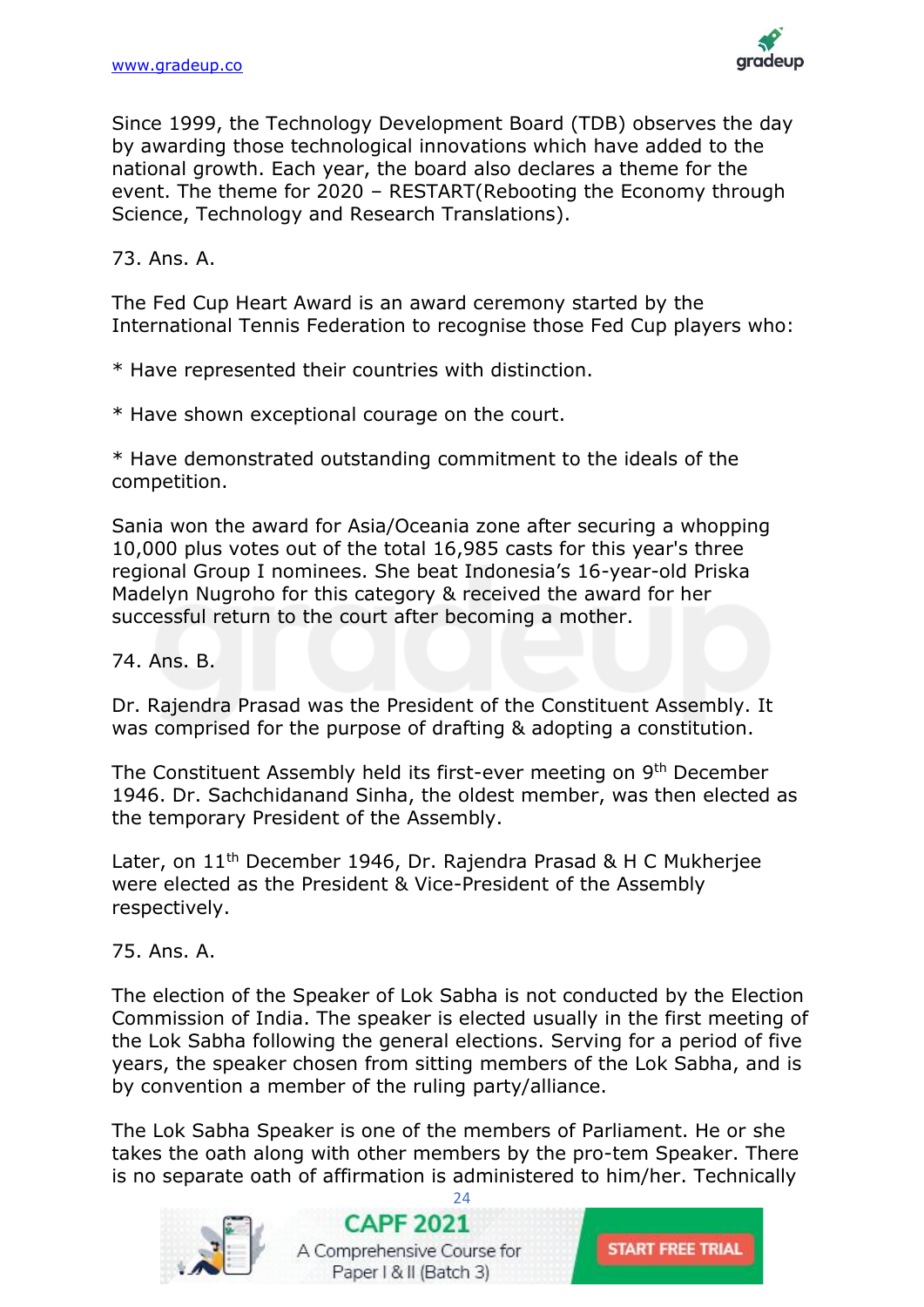Since 1999, the Technology Development Board (TDB) observes the day by awarding those technological innovations which have added to the national growth. Each year, the board also declares a theme for the event. The theme for 2020 – RESTART(Rebooting the Economy through Science, Technology and Research Translations).

73. Ans. A.

The Fed Cup Heart Award is an award ceremony started by the International Tennis Federation to recognise those Fed Cup players who:

* Have represented their countries with distinction.

* Have shown exceptional courage on the court.

* Have demonstrated outstanding commitment to the ideals of the competition.

Sania won the award for Asia/Oceania zone after securing a whopping 10,000 plus votes out of the total 16,985 casts for this year's three regional Group I nominees. She beat Indonesia's 16-year-old Priska Madelyn Nugroho for this category & received the award for her successful return to the court after becoming a mother.

74. Ans. B.

Dr. Rajendra Prasad was the President of the Constituent Assembly. It was comprised for the purpose of drafting & adopting a constitution.

The Constituent Assembly held its first-ever meeting on 9th December 1946. Dr. Sachchidanand Sinha, the oldest member, was then elected as the temporary President of the Assembly.

Later, on 11th December 1946, Dr. Rajendra Prasad & H C Mukherjee were elected as the President & Vice-President of the Assembly respectively.

75. Ans. A.

The election of the Speaker of Lok Sabha is not conducted by the Election Commission of India. The speaker is elected usually in the first meeting of the Lok Sabha following the general elections. Serving for a period of five years, the speaker chosen from sitting members of the Lok Sabha, and is by convention a member of the ruling party/alliance.

The Lok Sabha Speaker is one of the members of Parliament. He or she takes the oath along with other members by the pro-tem Speaker. There is no separate oath of affirmation is administered to him/her. Technically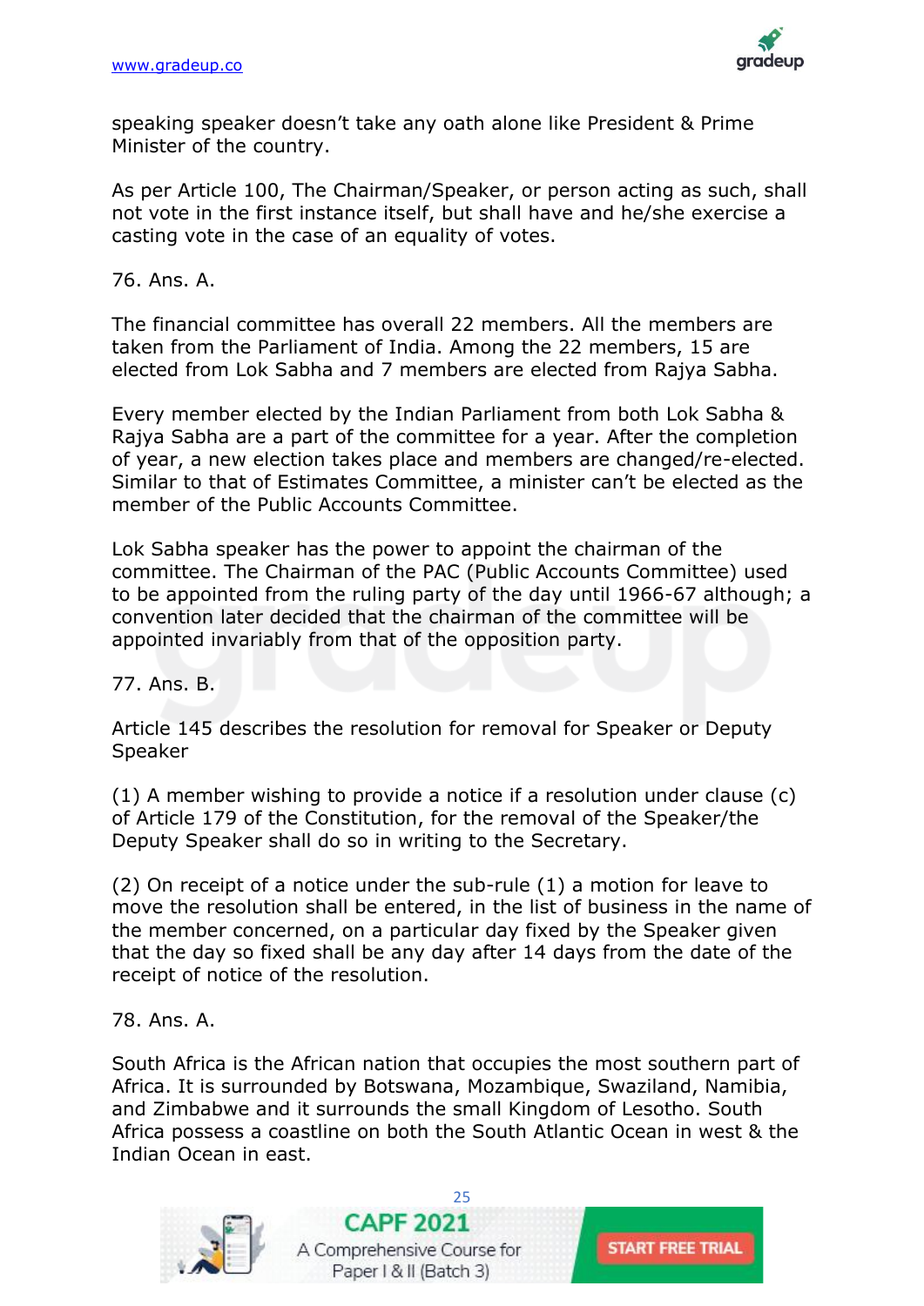speaking speaker doesn't take any oath alone like President & Prime Minister of the country.

As per Article 100, The Chairman/Speaker, or person acting as such, shall not vote in the first instance itself, but shall have and he/she exercise a casting vote in the case of an equality of votes.

76. Ans. A.

The financial committee has overall 22 members. All the members are taken from the Parliament of India. Among the 22 members, 15 are elected from Lok Sabha and 7 members are elected from Rajya Sabha.

Every member elected by the Indian Parliament from both Lok Sabha & Rajya Sabha are a part of the committee for a year. After the completion of year, a new election takes place and members are changed/re-elected. Similar to that of Estimates Committee, a minister can't be elected as the member of the Public Accounts Committee.

Lok Sabha speaker has the power to appoint the chairman of the committee. The Chairman of the PAC (Public Accounts Committee) used to be appointed from the ruling party of the day until 1966-67 although; a convention later decided that the chairman of the committee will be appointed invariably from that of the opposition party.

77. Ans. B.

Article 145 describes the resolution for removal for Speaker or Deputy Speaker

(1) A member wishing to provide a notice if a resolution under clause (c) of Article 179 of the Constitution, for the removal of the Speaker/the Deputy Speaker shall do so in writing to the Secretary.

(2) On receipt of a notice under the sub-rule (1) a motion for leave to move the resolution shall be entered, in the list of business in the name of the member concerned, on a particular day fixed by the Speaker given that the day so fixed shall be any day after 14 days from the date of the receipt of notice of the resolution.

78. Ans. A.

South Africa is the African nation that occupies the most southern part of Africa. It is surrounded by Botswana, Mozambique, Swaziland, Namibia, and Zimbabwe and it surrounds the small Kingdom of Lesotho. South Africa possess a coastline on both the South Atlantic Ocean in west & the Indian Ocean in east.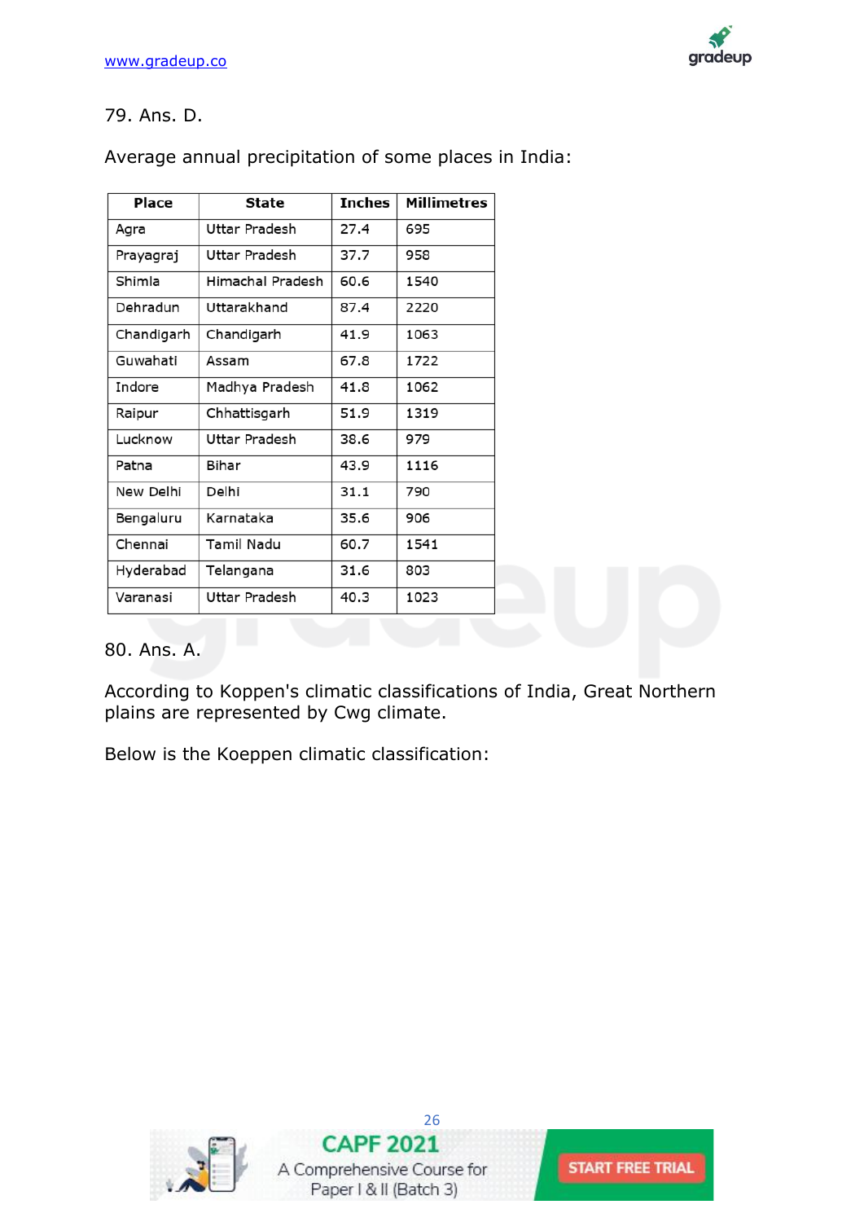79. Ans. D.

Average annual precipitation of some places in India:

| Place | State | Inches | Millimetres |
|---|---|---|---|
| Agra | Uttar Pradesh | 27.4 | 695 |
| Prayagraj | Uttar Pradesh | 37.7 | 958 |
| Shimla | Himachal Pradesh | 60.6 | 1540 |
| Dehradun | Uttarakhand | 87.4 | 2220 |
| Chandigarh | Chandigarh | 41.9 | 1063 |
| Guwahati | Assam | 67.8 | 1722 |
| Indore | Madhya Pradesh | 41.8 | 1062 |
| Raipur | Chhattisgarh | 51.9 | 1319 |
| Lucknow | Uttar Pradesh | 38.6 | 979 |
| Patna | Bihar | 43.9 | 1116 |
| New Delhi | Delhi | 31.1 | 790 |
| Bengaluru | Karnataka | 35.6 | 906 |
| Chennai | Tamil Nadu | 60.7 | 1541 |
| Hyderabad | Telangana | 31.6 | 803 |
| Varanasi | Uttar Pradesh | 40.3 | 1023 |

80. Ans. A.

According to Koppen's climatic classifications of India, Great Northern plains are represented by Cwg climate.

Below is the Koeppen climatic classification: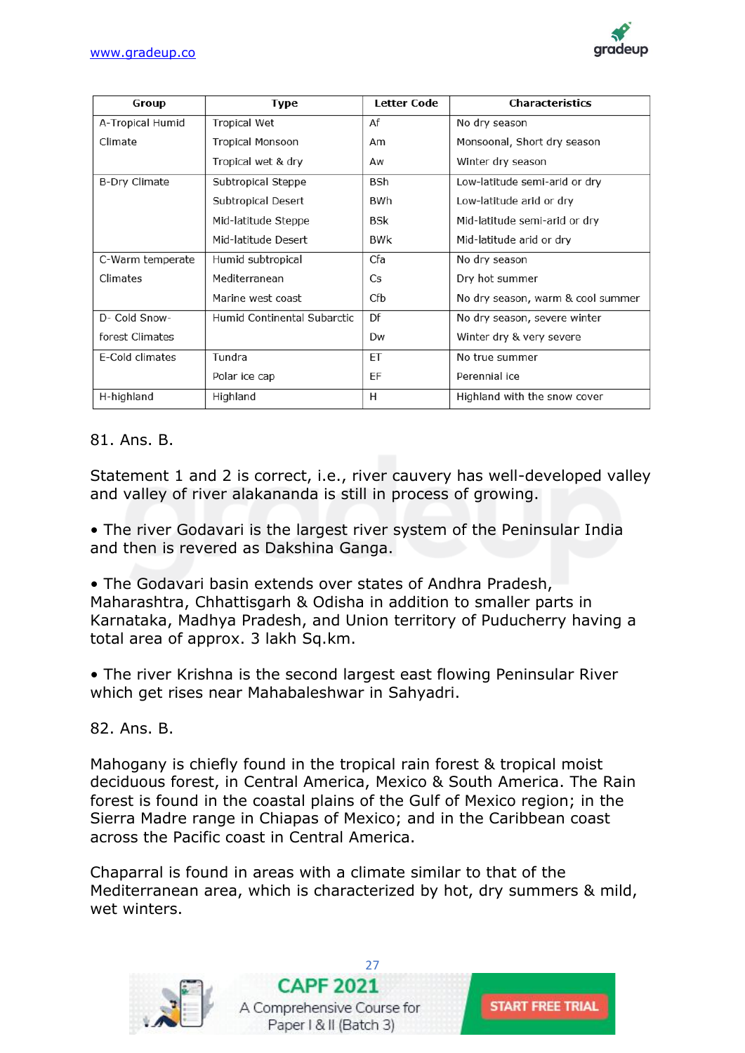| Group | Type | Letter Code | Characteristics |
|---|---|---|---|
| A-Tropical Humid Climate | Tropical Wet | Af | No dry season |
| | Tropical Monsoon | Am | Monsoonal, Short dry season |
| | Tropical wet & dry | Aw | Winter dry season |
| B-Dry Climate | Subtropical Steppe | BSh | Low-latitude semi-arid or dry |
| | Subtropical Desert | BWh | Low-latitude arid or dry |
| | Mid-latitude Steppe | BSk | Mid-latitude semi-arid or dry |
| | Mid-latitude Desert | BWk | Mid-latitude arid or dry |
| C-Warm temperate Climates | Humid subtropical | Cfa | No dry season |
| | Mediterranean | Cs | Dry hot summer |
| | Marine west coast | Cfb | No dry season, warm & cool summer |
| D- Cold Snow-forest Climates | Humid Continental Subarctic | Df | No dry season, severe winter |
| | | Dw | Winter dry & very severe |
| E-Cold climates | Tundra | ET | No true summer |
| | Polar ice cap | EF | Perennial ice |
| H-highland | Highland | H | Highland with the snow cover |

81. Ans. B.

Statement 1 and 2 is correct, i.e., river cauvery has well-developed valley and valley of river alakananda is still in process of growing.

- The river Godavari is the largest river system of the Peninsular India and then is revered as Dakshina Ganga.
- The Godavari basin extends over states of Andhra Pradesh, Maharashtra, Chhattisgarh & Odisha in addition to smaller parts in Karnataka, Madhya Pradesh, and Union territory of Puducherry having a total area of approx. 3 lakh Sq.km.
- The river Krishna is the second largest east flowing Peninsular River which get rises near Mahabaleshwar in Sahyadri.

82. Ans. B.

Mahogany is chiefly found in the tropical rain forest & tropical moist deciduous forest, in Central America, Mexico & South America. The Rain forest is found in the coastal plains of the Gulf of Mexico region; in the Sierra Madre range in Chiapas of Mexico; and in the Caribbean coast across the Pacific coast in Central America.

Chaparral is found in areas with a climate similar to that of the Mediterranean area, which is characterized by hot, dry summers & mild, wet winters.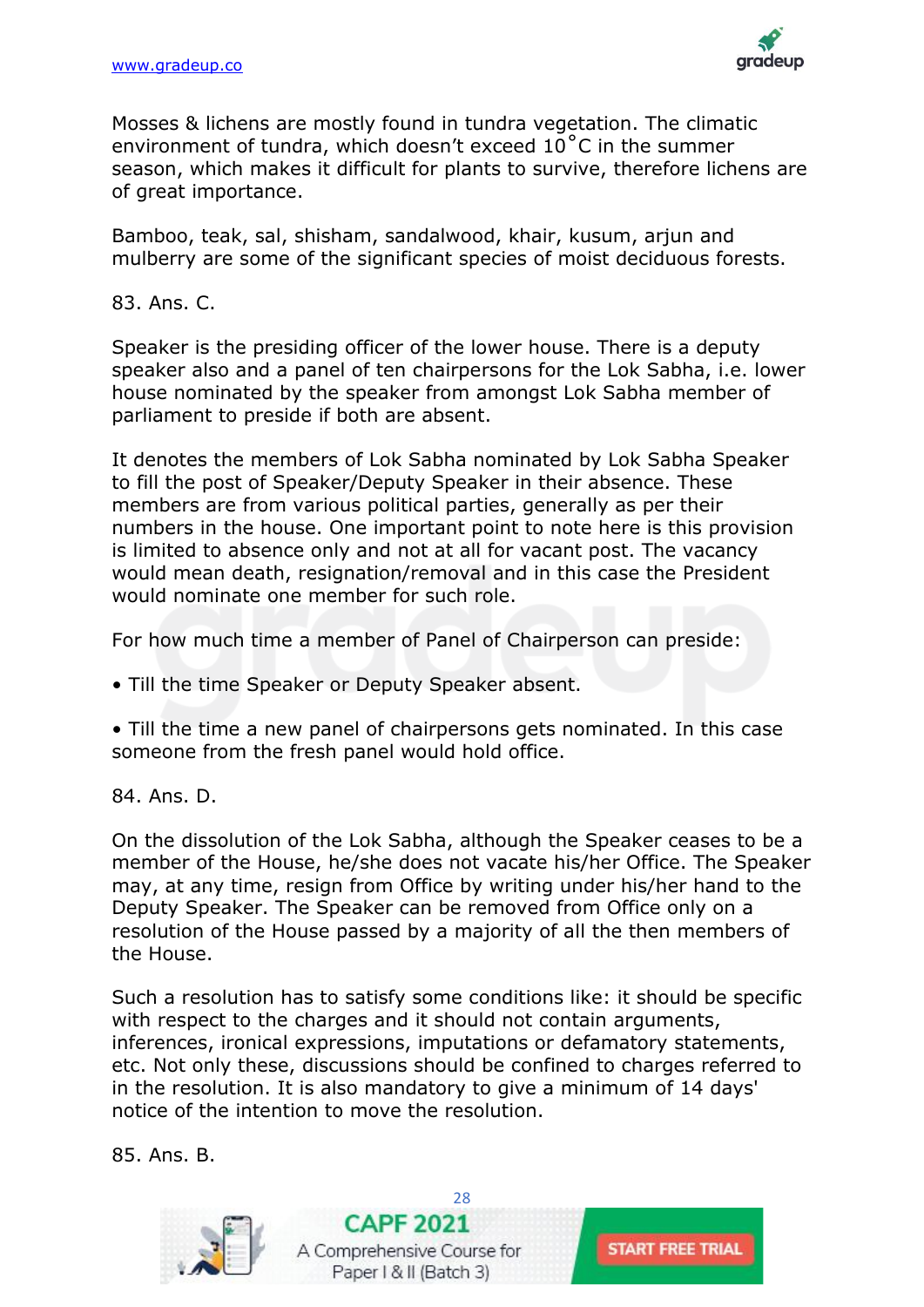Mosses & lichens are mostly found in tundra vegetation. The climatic environment of tundra, which doesn't exceed 10˚C in the summer season, which makes it difficult for plants to survive, therefore lichens are of great importance.

Bamboo, teak, sal, shisham, sandalwood, khair, kusum, arjun and mulberry are some of the significant species of moist deciduous forests.

83. Ans. C.

Speaker is the presiding officer of the lower house. There is a deputy speaker also and a panel of ten chairpersons for the Lok Sabha, i.e. lower house nominated by the speaker from amongst Lok Sabha member of parliament to preside if both are absent.

It denotes the members of Lok Sabha nominated by Lok Sabha Speaker to fill the post of Speaker/Deputy Speaker in their absence. These members are from various political parties, generally as per their numbers in the house. One important point to note here is this provision is limited to absence only and not at all for vacant post. The vacancy would mean death, resignation/removal and in this case the President would nominate one member for such role.

For how much time a member of Panel of Chairperson can preside:

- Till the time Speaker or Deputy Speaker absent.
- Till the time a new panel of chairpersons gets nominated. In this case someone from the fresh panel would hold office.

84. Ans. D.

On the dissolution of the Lok Sabha, although the Speaker ceases to be a member of the House, he/she does not vacate his/her Office. The Speaker may, at any time, resign from Office by writing under his/her hand to the Deputy Speaker. The Speaker can be removed from Office only on a resolution of the House passed by a majority of all the then members of the House.

Such a resolution has to satisfy some conditions like: it should be specific with respect to the charges and it should not contain arguments, inferences, ironical expressions, imputations or defamatory statements, etc. Not only these, discussions should be confined to charges referred to in the resolution. It is also mandatory to give a minimum of 14 days' notice of the intention to move the resolution.

85. Ans. B.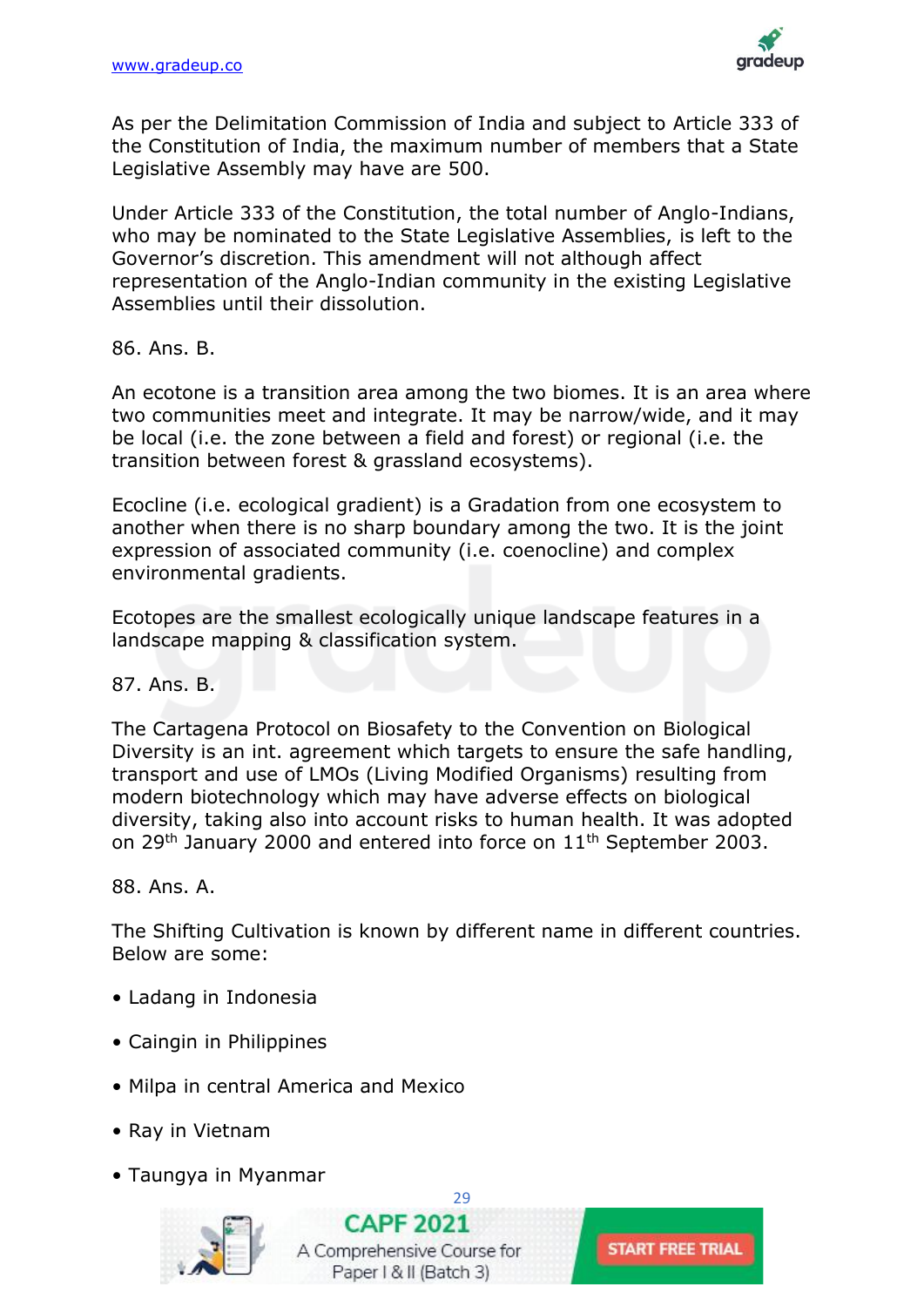As per the Delimitation Commission of India and subject to Article 333 of the Constitution of India, the maximum number of members that a State Legislative Assembly may have are 500.

Under Article 333 of the Constitution, the total number of Anglo-Indians, who may be nominated to the State Legislative Assemblies, is left to the Governor's discretion. This amendment will not although affect representation of the Anglo-Indian community in the existing Legislative Assemblies until their dissolution.

86. Ans. B.

An ecotone is a transition area among the two biomes. It is an area where two communities meet and integrate. It may be narrow/wide, and it may be local (i.e. the zone between a field and forest) or regional (i.e. the transition between forest & grassland ecosystems).

Ecocline (i.e. ecological gradient) is a Gradation from one ecosystem to another when there is no sharp boundary among the two. It is the joint expression of associated community (i.e. coenocline) and complex environmental gradients.

Ecotopes are the smallest ecologically unique landscape features in a landscape mapping & classification system.

87. Ans. B.

The Cartagena Protocol on Biosafety to the Convention on Biological Diversity is an int. agreement which targets to ensure the safe handling, transport and use of LMOs (Living Modified Organisms) resulting from modern biotechnology which may have adverse effects on biological diversity, taking also into account risks to human health. It was adopted on 29th January 2000 and entered into force on 11th September 2003.

88. Ans. A.

The Shifting Cultivation is known by different name in different countries. Below are some:

- Ladang in Indonesia
- Caingin in Philippines
- Milpa in central America and Mexico
- Ray in Vietnam
- Taungya in Myanmar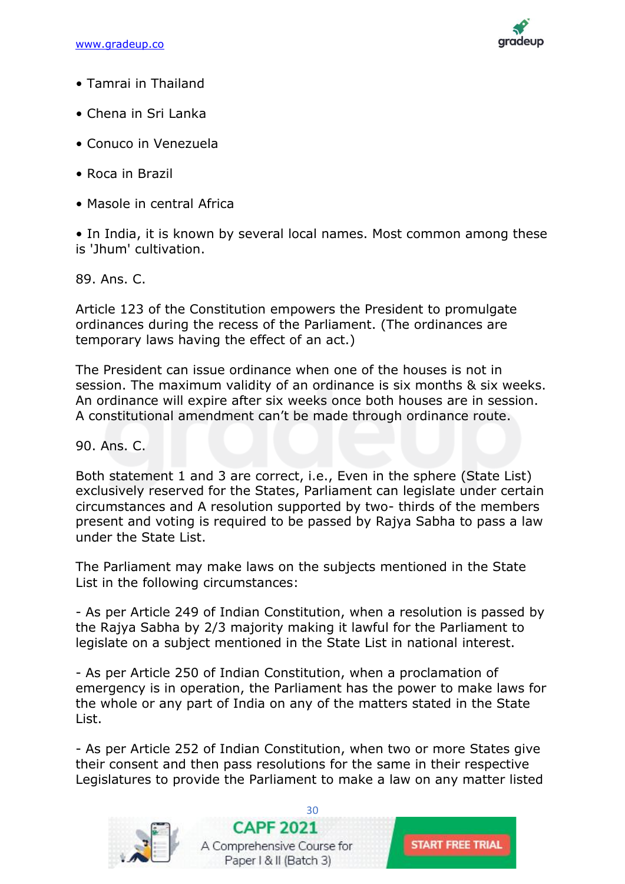- Tamrai in Thailand
- Chena in Sri Lanka
- Conuco in Venezuela
- Roca in Brazil
- Masole in central Africa
- In India, it is known by several local names. Most common among these is 'Jhum' cultivation.

89. Ans. C.

Article 123 of the Constitution empowers the President to promulgate ordinances during the recess of the Parliament. (The ordinances are temporary laws having the effect of an act.)

The President can issue ordinance when one of the houses is not in session. The maximum validity of an ordinance is six months & six weeks. An ordinance will expire after six weeks once both houses are in session. A constitutional amendment can't be made through ordinance route.

90. Ans. C.

Both statement 1 and 3 are correct, i.e., Even in the sphere (State List) exclusively reserved for the States, Parliament can legislate under certain circumstances and A resolution supported by two- thirds of the members present and voting is required to be passed by Rajya Sabha to pass a law under the State List.

The Parliament may make laws on the subjects mentioned in the State List in the following circumstances:

- As per Article 249 of Indian Constitution, when a resolution is passed by the Rajya Sabha by 2/3 majority making it lawful for the Parliament to legislate on a subject mentioned in the State List in national interest.

- As per Article 250 of Indian Constitution, when a proclamation of emergency is in operation, the Parliament has the power to make laws for the whole or any part of India on any of the matters stated in the State List.

- As per Article 252 of Indian Constitution, when two or more States give their consent and then pass resolutions for the same in their respective Legislatures to provide the Parliament to make a law on any matter listed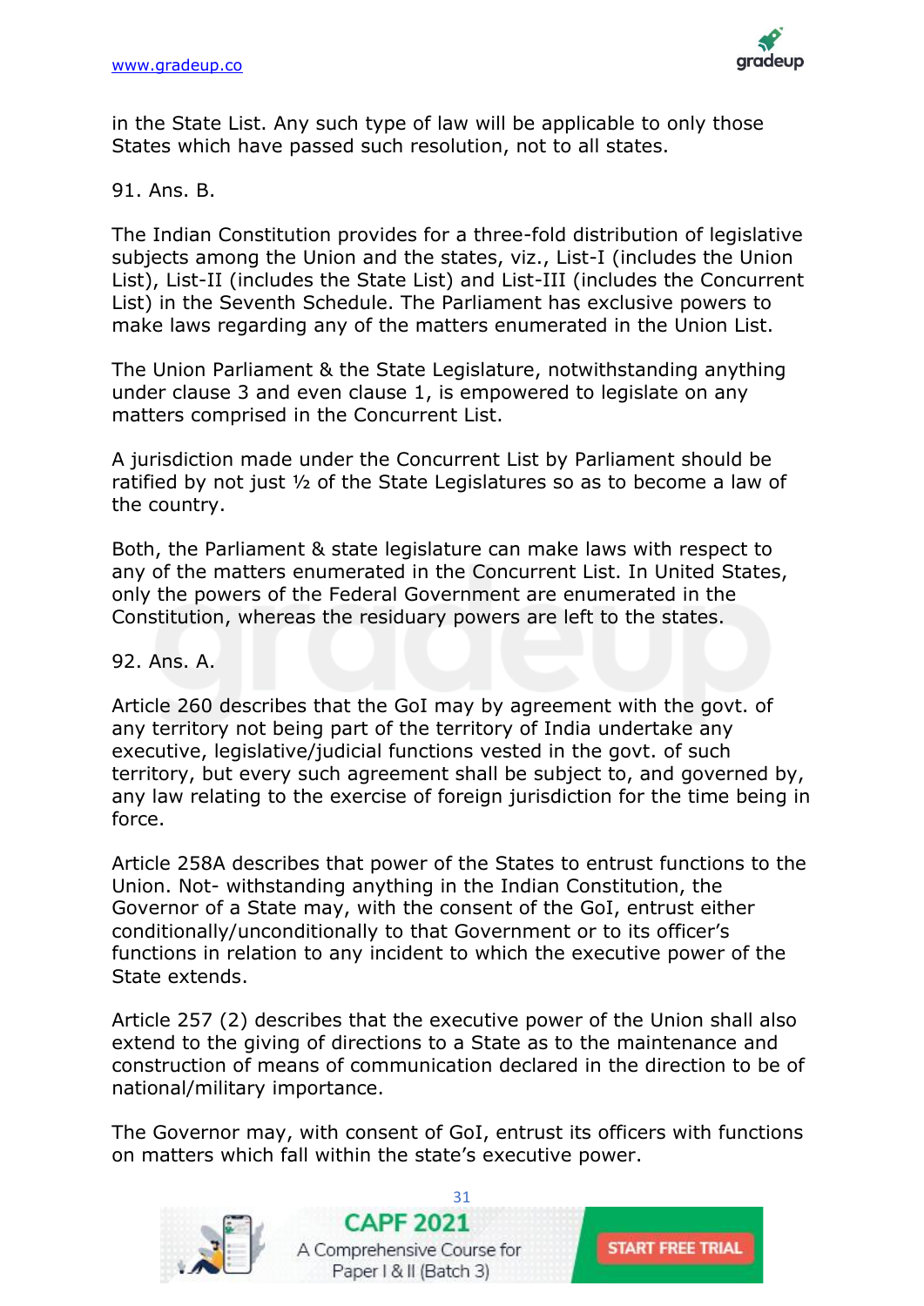in the State List. Any such type of law will be applicable to only those States which have passed such resolution, not to all states.

91. Ans. B.

The Indian Constitution provides for a three-fold distribution of legislative subjects among the Union and the states, viz., List-I (includes the Union List), List-II (includes the State List) and List-III (includes the Concurrent List) in the Seventh Schedule. The Parliament has exclusive powers to make laws regarding any of the matters enumerated in the Union List.

The Union Parliament & the State Legislature, notwithstanding anything under clause 3 and even clause 1, is empowered to legislate on any matters comprised in the Concurrent List.

A jurisdiction made under the Concurrent List by Parliament should be ratified by not just ½ of the State Legislatures so as to become a law of the country.

Both, the Parliament & state legislature can make laws with respect to any of the matters enumerated in the Concurrent List. In United States, only the powers of the Federal Government are enumerated in the Constitution, whereas the residuary powers are left to the states.

92. Ans. A.

Article 260 describes that the GoI may by agreement with the govt. of any territory not being part of the territory of India undertake any executive, legislative/judicial functions vested in the govt. of such territory, but every such agreement shall be subject to, and governed by, any law relating to the exercise of foreign jurisdiction for the time being in force.

Article 258A describes that power of the States to entrust functions to the Union. Not- withstanding anything in the Indian Constitution, the Governor of a State may, with the consent of the GoI, entrust either conditionally/unconditionally to that Government or to its officer's functions in relation to any incident to which the executive power of the State extends.

Article 257 (2) describes that the executive power of the Union shall also extend to the giving of directions to a State as to the maintenance and construction of means of communication declared in the direction to be of national/military importance.

The Governor may, with consent of GoI, entrust its officers with functions on matters which fall within the state's executive power.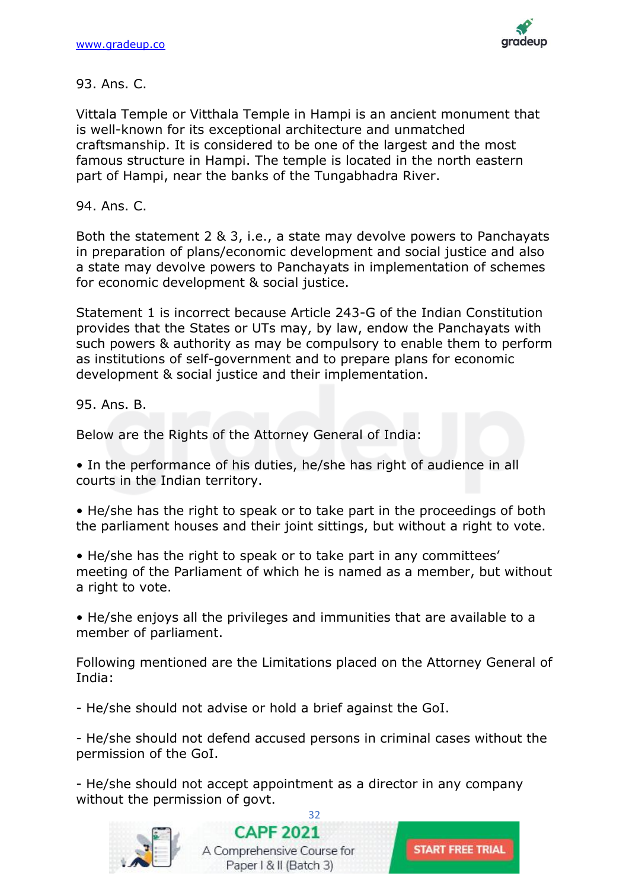93. Ans. C.

Vittala Temple or Vitthala Temple in Hampi is an ancient monument that is well-known for its exceptional architecture and unmatched craftsmanship. It is considered to be one of the largest and the most famous structure in Hampi. The temple is located in the north eastern part of Hampi, near the banks of the Tungabhadra River.

94. Ans. C.

Both the statement 2 & 3, i.e., a state may devolve powers to Panchayats in preparation of plans/economic development and social justice and also a state may devolve powers to Panchayats in implementation of schemes for economic development & social justice.

Statement 1 is incorrect because Article 243-G of the Indian Constitution provides that the States or UTs may, by law, endow the Panchayats with such powers & authority as may be compulsory to enable them to perform as institutions of self-government and to prepare plans for economic development & social justice and their implementation.

95. Ans. B.

Below are the Rights of the Attorney General of India:

- In the performance of his duties, he/she has right of audience in all courts in the Indian territory.

- He/she has the right to speak or to take part in the proceedings of both the parliament houses and their joint sittings, but without a right to vote.

- He/she has the right to speak or to take part in any committees' meeting of the Parliament of which he is named as a member, but without a right to vote.

- He/she enjoys all the privileges and immunities that are available to a member of parliament.

Following mentioned are the Limitations placed on the Attorney General of India:

- He/she should not advise or hold a brief against the GoI.

- He/she should not defend accused persons in criminal cases without the permission of the GoI.

- He/she should not accept appointment as a director in any company without the permission of govt.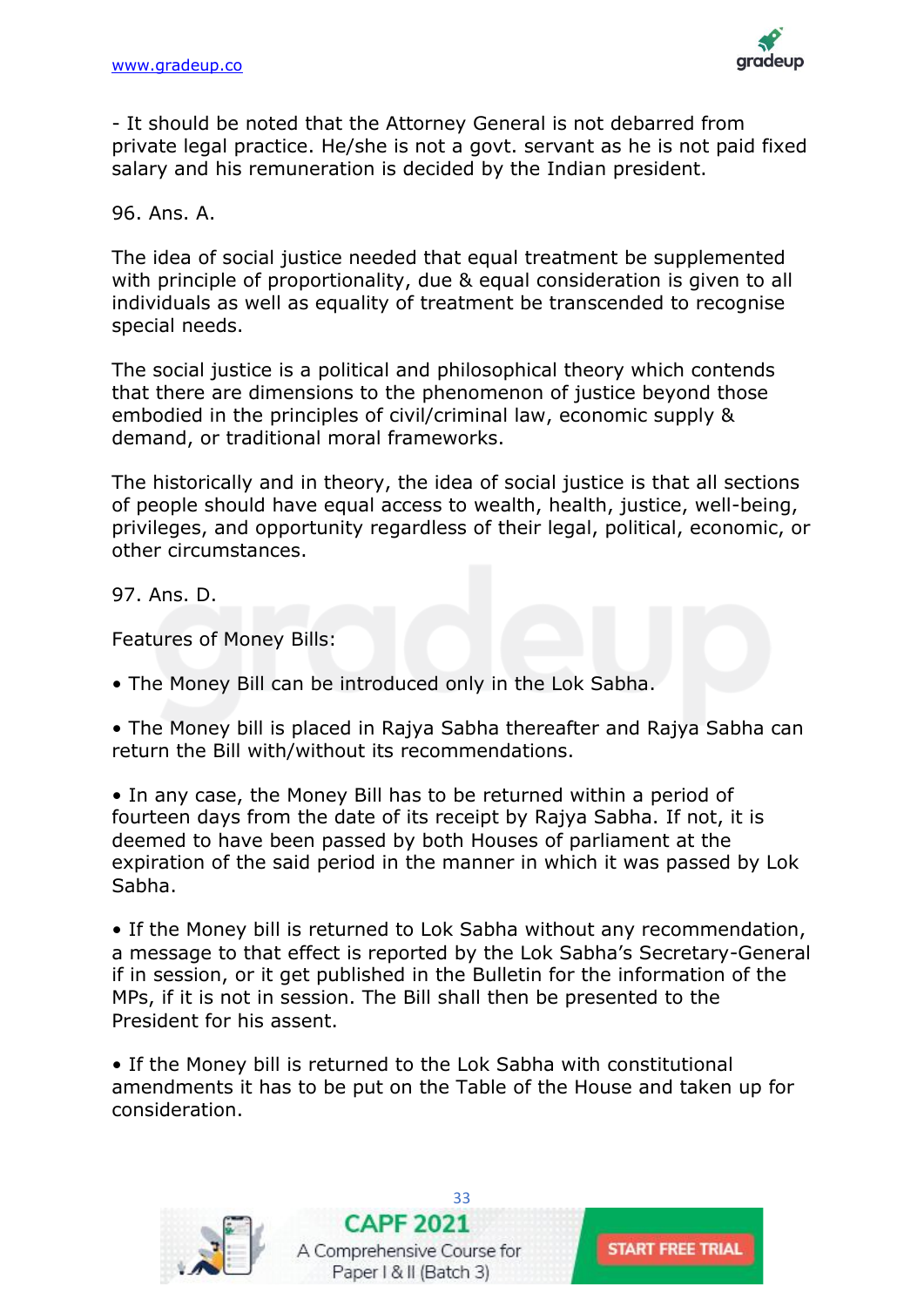- It should be noted that the Attorney General is not debarred from private legal practice. He/she is not a govt. servant as he is not paid fixed salary and his remuneration is decided by the Indian president.

96. Ans. A.

The idea of social justice needed that equal treatment be supplemented with principle of proportionality, due & equal consideration is given to all individuals as well as equality of treatment be transcended to recognise special needs.

The social justice is a political and philosophical theory which contends that there are dimensions to the phenomenon of justice beyond those embodied in the principles of civil/criminal law, economic supply & demand, or traditional moral frameworks.

The historically and in theory, the idea of social justice is that all sections of people should have equal access to wealth, health, justice, well-being, privileges, and opportunity regardless of their legal, political, economic, or other circumstances.

97. Ans. D.

Features of Money Bills:

• The Money Bill can be introduced only in the Lok Sabha.

• The Money bill is placed in Rajya Sabha thereafter and Rajya Sabha can return the Bill with/without its recommendations.

• In any case, the Money Bill has to be returned within a period of fourteen days from the date of its receipt by Rajya Sabha. If not, it is deemed to have been passed by both Houses of parliament at the expiration of the said period in the manner in which it was passed by Lok Sabha.

• If the Money bill is returned to Lok Sabha without any recommendation, a message to that effect is reported by the Lok Sabha's Secretary-General if in session, or it get published in the Bulletin for the information of the MPs, if it is not in session. The Bill shall then be presented to the President for his assent.

• If the Money bill is returned to the Lok Sabha with constitutional amendments it has to be put on the Table of the House and taken up for consideration.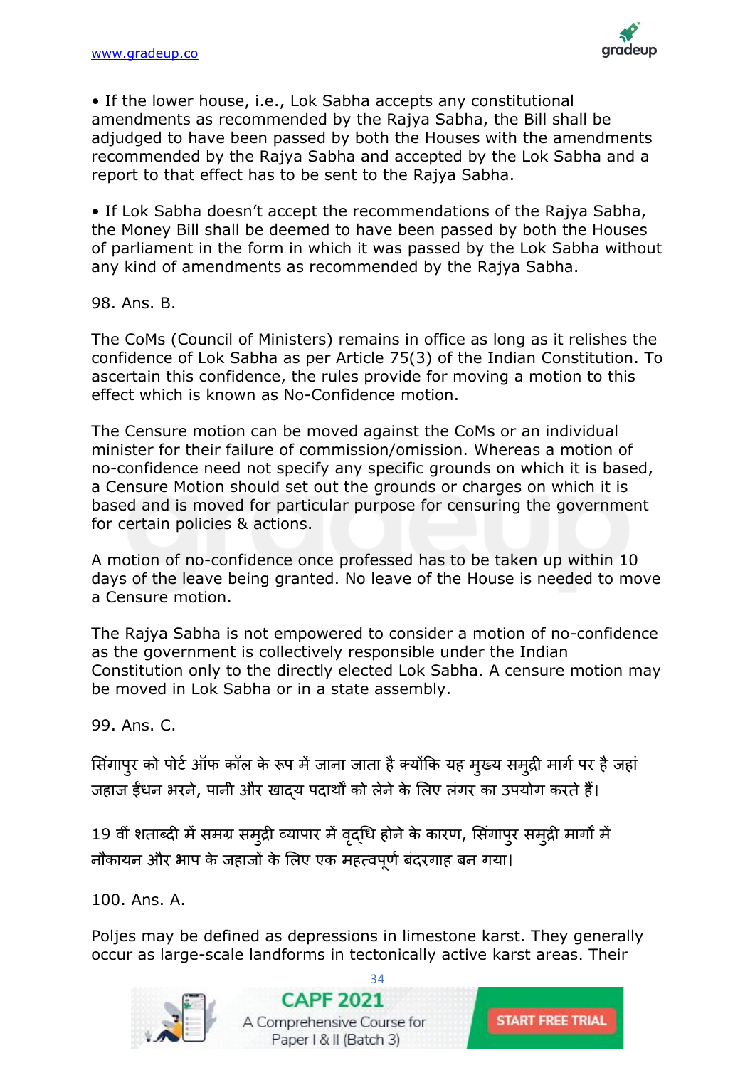• If the lower house, i.e., Lok Sabha accepts any constitutional amendments as recommended by the Rajya Sabha, the Bill shall be adjudged to have been passed by both the Houses with the amendments recommended by the Rajya Sabha and accepted by the Lok Sabha and a report to that effect has to be sent to the Rajya Sabha.

• If Lok Sabha doesn't accept the recommendations of the Rajya Sabha, the Money Bill shall be deemed to have been passed by both the Houses of parliament in the form in which it was passed by the Lok Sabha without any kind of amendments as recommended by the Rajya Sabha.

98. Ans. B.

The CoMs (Council of Ministers) remains in office as long as it relishes the confidence of Lok Sabha as per Article 75(3) of the Indian Constitution. To ascertain this confidence, the rules provide for moving a motion to this effect which is known as No-Confidence motion.

The Censure motion can be moved against the CoMs or an individual minister for their failure of commission/omission. Whereas a motion of no-confidence need not specify any specific grounds on which it is based, a Censure Motion should set out the grounds or charges on which it is based and is moved for particular purpose for censuring the government for certain policies & actions.

A motion of no-confidence once professed has to be taken up within 10 days of the leave being granted. No leave of the House is needed to move a Censure motion.

The Rajya Sabha is not empowered to consider a motion of no-confidence as the government is collectively responsible under the Indian Constitution only to the directly elected Lok Sabha. A censure motion may be moved in Lok Sabha or in a state assembly.

99. Ans. C.

सिंगापुर को पोर्ट ऑफ कॉल के रूप में जाना जाता है क्योंकि यह मुख्य समुद्री मार्ग पर है जहां जहाज ईंधन भरने, पानी और खाद्य पदार्थों को लेने के लिए लंगर का उपयोग करते हैं।

19 वीं शताब्दी में समग्र समुद्री व्यापार में वृद्धि होने के कारण, सिंगापुर समुद्री मार्गों में नौकायन और भाप के जहाजों के लिए एक महत्वपूर्ण बंदरगाह बन गया।

100. Ans. A.

Poljes may be defined as depressions in limestone karst. They generally occur as large-scale landforms in tectonically active karst areas. Their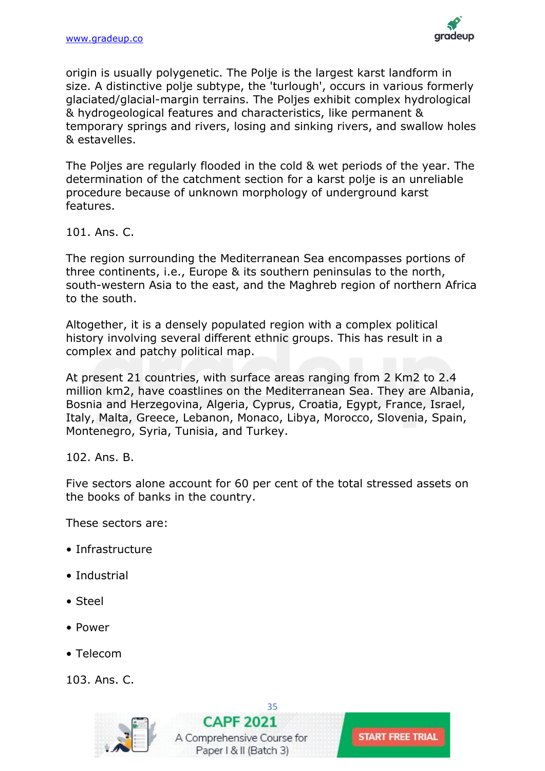origin is usually polygenetic. The Polje is the largest karst landform in size. A distinctive polje subtype, the 'turlough', occurs in various formerly glaciated/glacial-margin terrains. The Poljes exhibit complex hydrological & hydrogeological features and characteristics, like permanent & temporary springs and rivers, losing and sinking rivers, and swallow holes & estavelles.

The Poljes are regularly flooded in the cold & wet periods of the year. The determination of the catchment section for a karst polje is an unreliable procedure because of unknown morphology of underground karst features.

101. Ans. C.

The region surrounding the Mediterranean Sea encompasses portions of three continents, i.e., Europe & its southern peninsulas to the north, south-western Asia to the east, and the Maghreb region of northern Africa to the south.

Altogether, it is a densely populated region with a complex political history involving several different ethnic groups. This has result in a complex and patchy political map.

At present 21 countries, with surface areas ranging from 2 Km2 to 2.4 million km2, have coastlines on the Mediterranean Sea. They are Albania, Bosnia and Herzegovina, Algeria, Cyprus, Croatia, Egypt, France, Israel, Italy, Malta, Greece, Lebanon, Monaco, Libya, Morocco, Slovenia, Spain, Montenegro, Syria, Tunisia, and Turkey.

102. Ans. B.

Five sectors alone account for 60 per cent of the total stressed assets on the books of banks in the country.

These sectors are:

- Infrastructure
- Industrial
- Steel
- Power
- Telecom

103. Ans. C.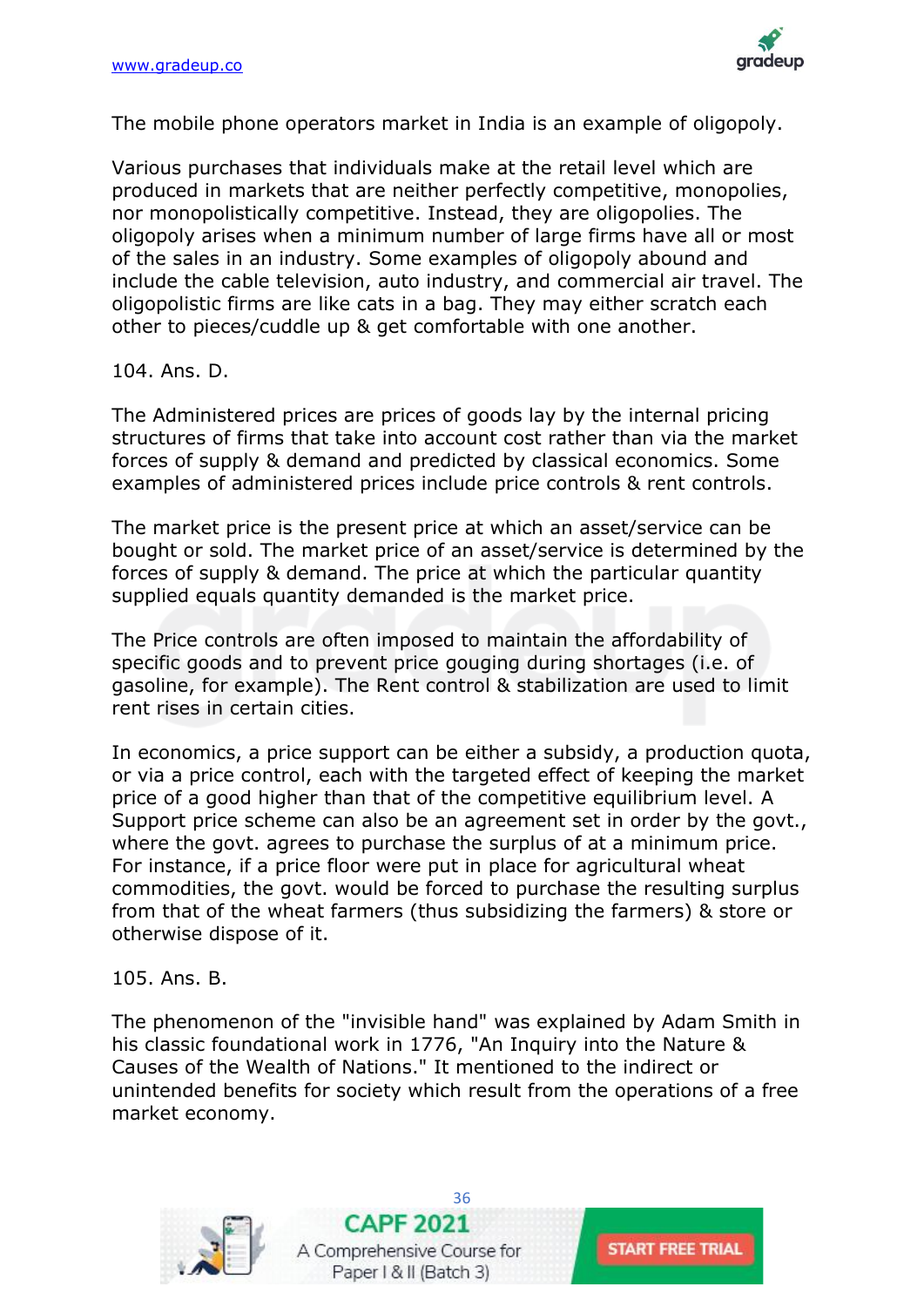The mobile phone operators market in India is an example of oligopoly.

Various purchases that individuals make at the retail level which are produced in markets that are neither perfectly competitive, monopolies, nor monopolistically competitive. Instead, they are oligopolies. The oligopoly arises when a minimum number of large firms have all or most of the sales in an industry. Some examples of oligopoly abound and include the cable television, auto industry, and commercial air travel. The oligopolistic firms are like cats in a bag. They may either scratch each other to pieces/cuddle up & get comfortable with one another.

104. Ans. D.

The Administered prices are prices of goods lay by the internal pricing structures of firms that take into account cost rather than via the market forces of supply & demand and predicted by classical economics. Some examples of administered prices include price controls & rent controls.

The market price is the present price at which an asset/service can be bought or sold. The market price of an asset/service is determined by the forces of supply & demand. The price at which the particular quantity supplied equals quantity demanded is the market price.

The Price controls are often imposed to maintain the affordability of specific goods and to prevent price gouging during shortages (i.e. of gasoline, for example). The Rent control & stabilization are used to limit rent rises in certain cities.

In economics, a price support can be either a subsidy, a production quota, or via a price control, each with the targeted effect of keeping the market price of a good higher than that of the competitive equilibrium level. A Support price scheme can also be an agreement set in order by the govt., where the govt. agrees to purchase the surplus of at a minimum price. For instance, if a price floor were put in place for agricultural wheat commodities, the govt. would be forced to purchase the resulting surplus from that of the wheat farmers (thus subsidizing the farmers) & store or otherwise dispose of it.

105. Ans. B.

The phenomenon of the "invisible hand" was explained by Adam Smith in his classic foundational work in 1776, "An Inquiry into the Nature & Causes of the Wealth of Nations." It mentioned to the indirect or unintended benefits for society which result from the operations of a free market economy.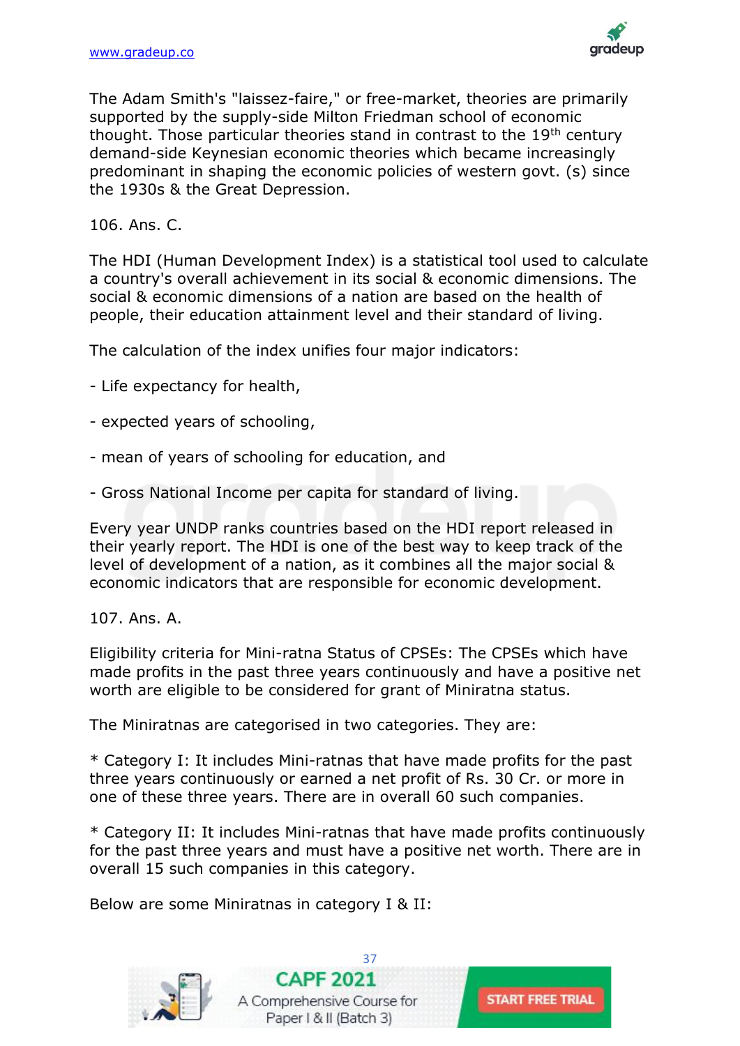The Adam Smith's "laissez-faire," or free-market, theories are primarily supported by the supply-side Milton Friedman school of economic thought. Those particular theories stand in contrast to the 19th century demand-side Keynesian economic theories which became increasingly predominant in shaping the economic policies of western govt. (s) since the 1930s & the Great Depression.

106. Ans. C.

The HDI (Human Development Index) is a statistical tool used to calculate a country's overall achievement in its social & economic dimensions. The social & economic dimensions of a nation are based on the health of people, their education attainment level and their standard of living.

The calculation of the index unifies four major indicators:

- Life expectancy for health,

- expected years of schooling,

- mean of years of schooling for education, and

- Gross National Income per capita for standard of living.

Every year UNDP ranks countries based on the HDI report released in their yearly report. The HDI is one of the best way to keep track of the level of development of a nation, as it combines all the major social & economic indicators that are responsible for economic development.

107. Ans. A.

Eligibility criteria for Mini-ratna Status of CPSEs: The CPSEs which have made profits in the past three years continuously and have a positive net worth are eligible to be considered for grant of Miniratna status.

The Miniratnas are categorised in two categories. They are:

* Category I: It includes Mini-ratnas that have made profits for the past three years continuously or earned a net profit of Rs. 30 Cr. or more in one of these three years. There are in overall 60 such companies.

* Category II: It includes Mini-ratnas that have made profits continuously for the past three years and must have a positive net worth. There are in overall 15 such companies in this category.

Below are some Miniratnas in category I & II: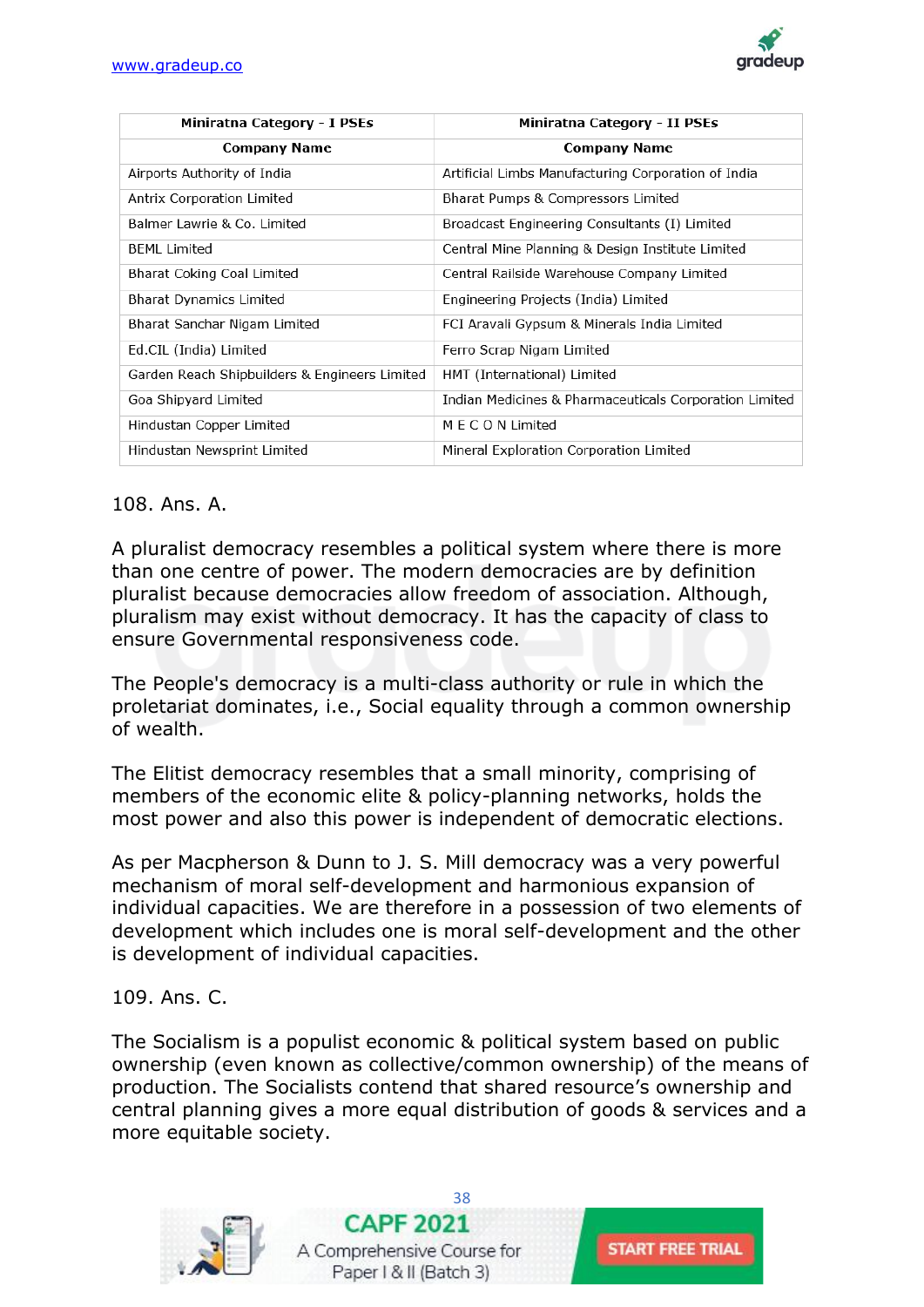| Miniratna Category - I PSEs | Miniratna Category - II PSEs |
|---|---|
| **Company Name** | **Company Name** |
| Airports Authority of India | Artificial Limbs Manufacturing Corporation of India |
| Antrix Corporation Limited | Bharat Pumps & Compressors Limited |
| Balmer Lawrie & Co. Limited | Broadcast Engineering Consultants (I) Limited |
| BEML Limited | Central Mine Planning & Design Institute Limited |
| Bharat Coking Coal Limited | Central Railside Warehouse Company Limited |
| Bharat Dynamics Limited | Engineering Projects (India) Limited |
| Bharat Sanchar Nigam Limited | FCI Aravali Gypsum & Minerals India Limited |
| Ed.CIL (India) Limited | Ferro Scrap Nigam Limited |
| Garden Reach Shipbuilders & Engineers Limited | HMT (International) Limited |
| Goa Shipyard Limited | Indian Medicines & Pharmaceuticals Corporation Limited |
| Hindustan Copper Limited | M E C O N Limited |
| Hindustan Newsprint Limited | Mineral Exploration Corporation Limited |

108. Ans. A.

A pluralist democracy resembles a political system where there is more than one centre of power. The modern democracies are by definition pluralist because democracies allow freedom of association. Although, pluralism may exist without democracy. It has the capacity of class to ensure Governmental responsiveness code.

The People's democracy is a multi-class authority or rule in which the proletariat dominates, i.e., Social equality through a common ownership of wealth.

The Elitist democracy resembles that a small minority, comprising of members of the economic elite & policy-planning networks, holds the most power and also this power is independent of democratic elections.

As per Macpherson & Dunn to J. S. Mill democracy was a very powerful mechanism of moral self-development and harmonious expansion of individual capacities. We are therefore in a possession of two elements of development which includes one is moral self-development and the other is development of individual capacities.

109. Ans. C.

The Socialism is a populist economic & political system based on public ownership (even known as collective/common ownership) of the means of production. The Socialists contend that shared resource's ownership and central planning gives a more equal distribution of goods & services and a more equitable society.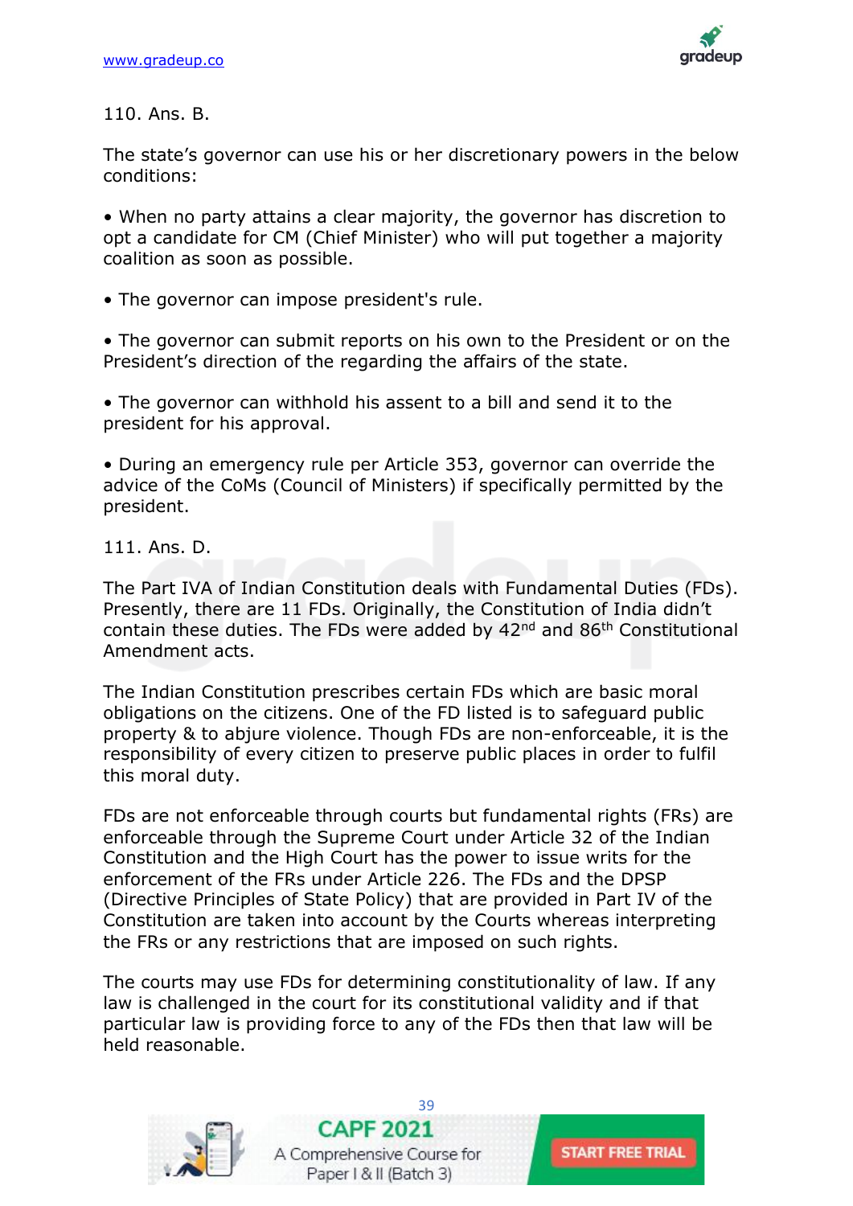110. Ans. B.

The state's governor can use his or her discretionary powers in the below conditions:

- When no party attains a clear majority, the governor has discretion to opt a candidate for CM (Chief Minister) who will put together a majority coalition as soon as possible.

- The governor can impose president's rule.

- The governor can submit reports on his own to the President or on the President's direction of the regarding the affairs of the state.

- The governor can withhold his assent to a bill and send it to the president for his approval.

- During an emergency rule per Article 353, governor can override the advice of the CoMs (Council of Ministers) if specifically permitted by the president.

111. Ans. D.

The Part IVA of Indian Constitution deals with Fundamental Duties (FDs). Presently, there are 11 FDs. Originally, the Constitution of India didn't contain these duties. The FDs were added by 42nd and 86th Constitutional Amendment acts.

The Indian Constitution prescribes certain FDs which are basic moral obligations on the citizens. One of the FD listed is to safeguard public property & to abjure violence. Though FDs are non-enforceable, it is the responsibility of every citizen to preserve public places in order to fulfil this moral duty.

FDs are not enforceable through courts but fundamental rights (FRs) are enforceable through the Supreme Court under Article 32 of the Indian Constitution and the High Court has the power to issue writs for the enforcement of the FRs under Article 226. The FDs and the DPSP (Directive Principles of State Policy) that are provided in Part IV of the Constitution are taken into account by the Courts whereas interpreting the FRs or any restrictions that are imposed on such rights.

The courts may use FDs for determining constitutionality of law. If any law is challenged in the court for its constitutional validity and if that particular law is providing force to any of the FDs then that law will be held reasonable.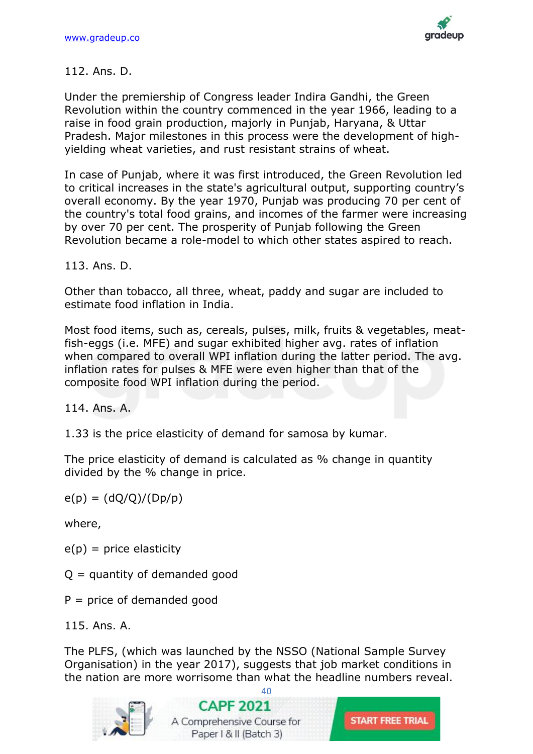112. Ans. D.

Under the premiership of Congress leader Indira Gandhi, the Green Revolution within the country commenced in the year 1966, leading to a raise in food grain production, majorly in Punjab, Haryana, & Uttar Pradesh. Major milestones in this process were the development of high-yielding wheat varieties, and rust resistant strains of wheat.

In case of Punjab, where it was first introduced, the Green Revolution led to critical increases in the state's agricultural output, supporting country's overall economy. By the year 1970, Punjab was producing 70 per cent of the country's total food grains, and incomes of the farmer were increasing by over 70 per cent. The prosperity of Punjab following the Green Revolution became a role-model to which other states aspired to reach.

113. Ans. D.

Other than tobacco, all three, wheat, paddy and sugar are included to estimate food inflation in India.

Most food items, such as, cereals, pulses, milk, fruits & vegetables, meat-fish-eggs (i.e. MFE) and sugar exhibited higher avg. rates of inflation when compared to overall WPI inflation during the latter period. The avg. inflation rates for pulses & MFE were even higher than that of the composite food WPI inflation during the period.

114. Ans. A.

1.33 is the price elasticity of demand for samosa by kumar.

The price elasticity of demand is calculated as % change in quantity divided by the % change in price.

$e(p) = (dQ/Q)/(Dp/p)$

where,

$e(p)$ = price elasticity

$Q$ = quantity of demanded good

$P$ = price of demanded good

115. Ans. A.

The PLFS, (which was launched by the NSSO (National Sample Survey Organisation) in the year 2017), suggests that job market conditions in the nation are more worrisome than what the headline numbers reveal.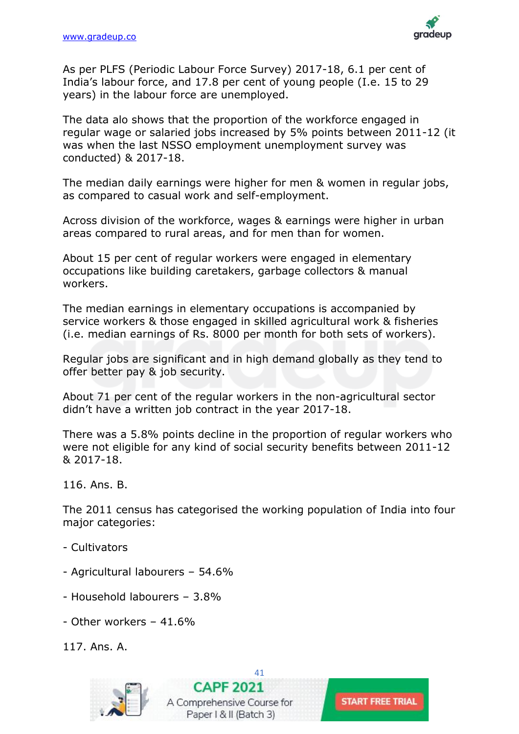As per PLFS (Periodic Labour Force Survey) 2017-18, 6.1 per cent of India's labour force, and 17.8 per cent of young people (I.e. 15 to 29 years) in the labour force are unemployed.

The data alo shows that the proportion of the workforce engaged in regular wage or salaried jobs increased by 5% points between 2011-12 (it was when the last NSSO employment unemployment survey was conducted) & 2017-18.

The median daily earnings were higher for men & women in regular jobs, as compared to casual work and self-employment.

Across division of the workforce, wages & earnings were higher in urban areas compared to rural areas, and for men than for women.

About 15 per cent of regular workers were engaged in elementary occupations like building caretakers, garbage collectors & manual workers.

The median earnings in elementary occupations is accompanied by service workers & those engaged in skilled agricultural work & fisheries (i.e. median earnings of Rs. 8000 per month for both sets of workers).

Regular jobs are significant and in high demand globally as they tend to offer better pay & job security.

About 71 per cent of the regular workers in the non-agricultural sector didn't have a written job contract in the year 2017-18.

There was a 5.8% points decline in the proportion of regular workers who were not eligible for any kind of social security benefits between 2011-12 & 2017-18.

116. Ans. B.

The 2011 census has categorised the working population of India into four major categories:

- Cultivators
- Agricultural labourers – 54.6%
- Household labourers – 3.8%
- Other workers – 41.6%

117. Ans. A.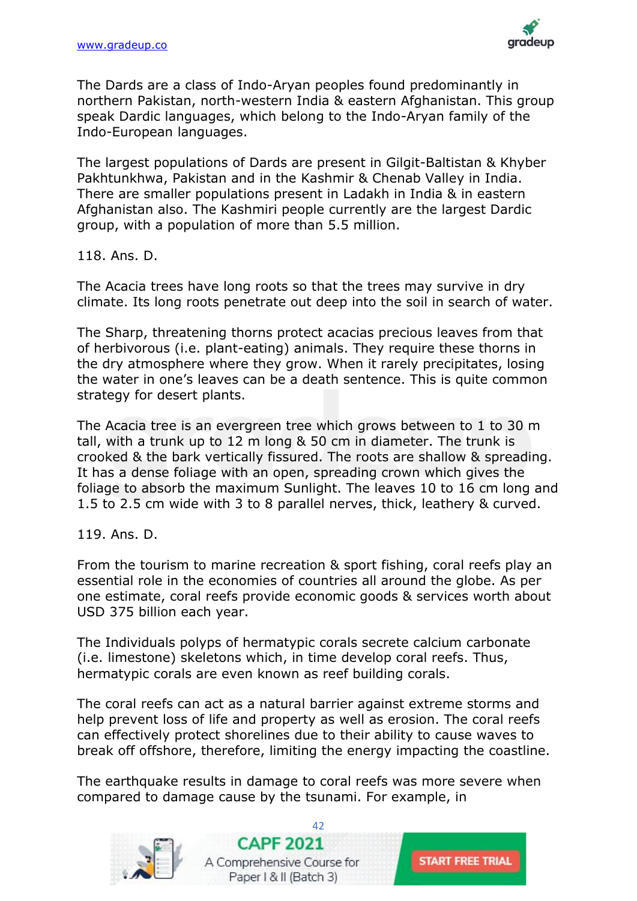The Dards are a class of Indo-Aryan peoples found predominantly in northern Pakistan, north-western India & eastern Afghanistan. This group speak Dardic languages, which belong to the Indo-Aryan family of the Indo-European languages.

The largest populations of Dards are present in Gilgit-Baltistan & Khyber Pakhtunkhwa, Pakistan and in the Kashmir & Chenab Valley in India. There are smaller populations present in Ladakh in India & in eastern Afghanistan also. The Kashmiri people currently are the largest Dardic group, with a population of more than 5.5 million.

118. Ans. D.

The Acacia trees have long roots so that the trees may survive in dry climate. Its long roots penetrate out deep into the soil in search of water.

The Sharp, threatening thorns protect acacias precious leaves from that of herbivorous (i.e. plant-eating) animals. They require these thorns in the dry atmosphere where they grow. When it rarely precipitates, losing the water in one's leaves can be a death sentence. This is quite common strategy for desert plants.

The Acacia tree is an evergreen tree which grows between to 1 to 30 m tall, with a trunk up to 12 m long & 50 cm in diameter. The trunk is crooked & the bark vertically fissured. The roots are shallow & spreading. It has a dense foliage with an open, spreading crown which gives the foliage to absorb the maximum Sunlight. The leaves 10 to 16 cm long and 1.5 to 2.5 cm wide with 3 to 8 parallel nerves, thick, leathery & curved.

119. Ans. D.

From the tourism to marine recreation & sport fishing, coral reefs play an essential role in the economies of countries all around the globe. As per one estimate, coral reefs provide economic goods & services worth about USD 375 billion each year.

The Individuals polyps of hermatypic corals secrete calcium carbonate (i.e. limestone) skeletons which, in time develop coral reefs. Thus, hermatypic corals are even known as reef building corals.

The coral reefs can act as a natural barrier against extreme storms and help prevent loss of life and property as well as erosion. The coral reefs can effectively protect shorelines due to their ability to cause waves to break off offshore, therefore, limiting the energy impacting the coastline.

The earthquake results in damage to coral reefs was more severe when compared to damage cause by the tsunami. For example, in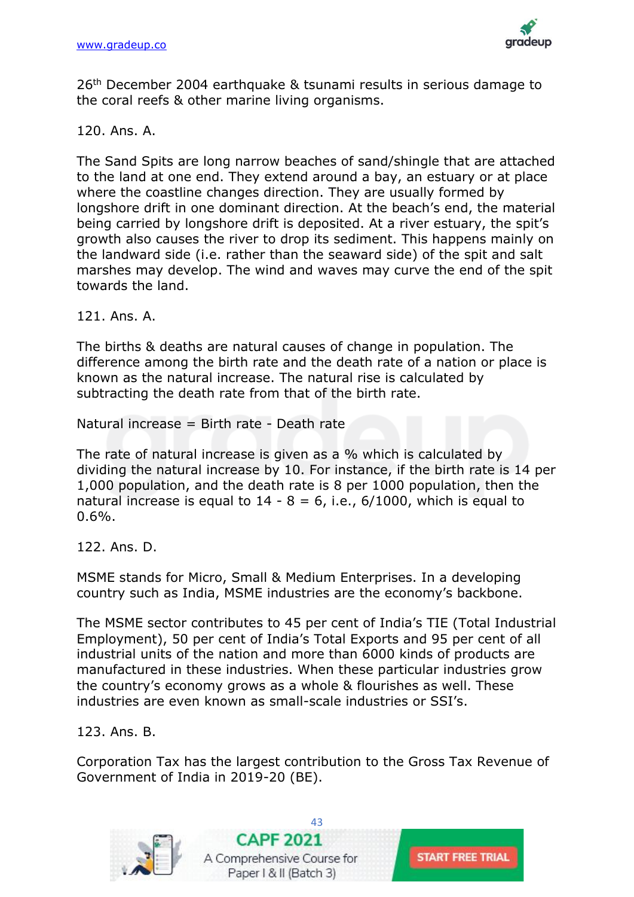26th December 2004 earthquake & tsunami results in serious damage to the coral reefs & other marine living organisms.

120. Ans. A.

The Sand Spits are long narrow beaches of sand/shingle that are attached to the land at one end. They extend around a bay, an estuary or at place where the coastline changes direction. They are usually formed by longshore drift in one dominant direction. At the beach's end, the material being carried by longshore drift is deposited. At a river estuary, the spit's growth also causes the river to drop its sediment. This happens mainly on the landward side (i.e. rather than the seaward side) of the spit and salt marshes may develop. The wind and waves may curve the end of the spit towards the land.

121. Ans. A.

The births & deaths are natural causes of change in population. The difference among the birth rate and the death rate of a nation or place is known as the natural increase. The natural rise is calculated by subtracting the death rate from that of the birth rate.

Natural increase = Birth rate - Death rate

The rate of natural increase is given as a % which is calculated by dividing the natural increase by 10. For instance, if the birth rate is 14 per 1,000 population, and the death rate is 8 per 1000 population, then the natural increase is equal to 14 - 8 = 6, i.e., 6/1000, which is equal to 0.6%.

122. Ans. D.

MSME stands for Micro, Small & Medium Enterprises. In a developing country such as India, MSME industries are the economy's backbone.

The MSME sector contributes to 45 per cent of India's TIE (Total Industrial Employment), 50 per cent of India's Total Exports and 95 per cent of all industrial units of the nation and more than 6000 kinds of products are manufactured in these industries. When these particular industries grow the country's economy grows as a whole & flourishes as well. These industries are even known as small-scale industries or SSI's.

123. Ans. B.

Corporation Tax has the largest contribution to the Gross Tax Revenue of Government of India in 2019-20 (BE).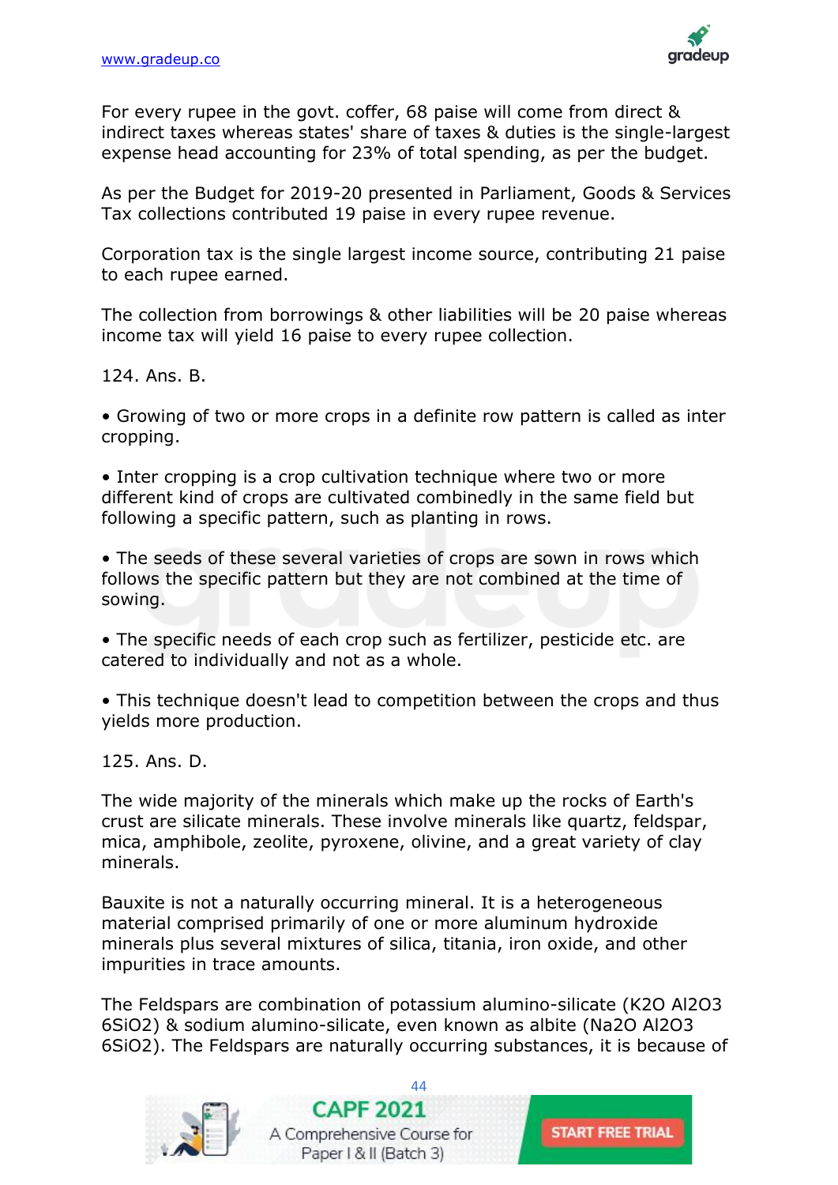For every rupee in the govt. coffer, 68 paise will come from direct & indirect taxes whereas states' share of taxes & duties is the single-largest expense head accounting for 23% of total spending, as per the budget.

As per the Budget for 2019-20 presented in Parliament, Goods & Services Tax collections contributed 19 paise in every rupee revenue.

Corporation tax is the single largest income source, contributing 21 paise to each rupee earned.

The collection from borrowings & other liabilities will be 20 paise whereas income tax will yield 16 paise to every rupee collection.

124. Ans. B.

• Growing of two or more crops in a definite row pattern is called as inter cropping.

• Inter cropping is a crop cultivation technique where two or more different kind of crops are cultivated combinedly in the same field but following a specific pattern, such as planting in rows.

• The seeds of these several varieties of crops are sown in rows which follows the specific pattern but they are not combined at the time of sowing.

• The specific needs of each crop such as fertilizer, pesticide etc. are catered to individually and not as a whole.

• This technique doesn't lead to competition between the crops and thus yields more production.

125. Ans. D.

The wide majority of the minerals which make up the rocks of Earth's crust are silicate minerals. These involve minerals like quartz, feldspar, mica, amphibole, zeolite, pyroxene, olivine, and a great variety of clay minerals.

Bauxite is not a naturally occurring mineral. It is a heterogeneous material comprised primarily of one or more aluminum hydroxide minerals plus several mixtures of silica, titania, iron oxide, and other impurities in trace amounts.

The Feldspars are combination of potassium alumino-silicate ($K_2O\ Al_2O_3\ 6SiO_2$) & sodium alumino-silicate, even known as albite ($Na_2O\ Al_2O_3\ 6SiO_2$). The Feldspars are naturally occurring substances, it is because of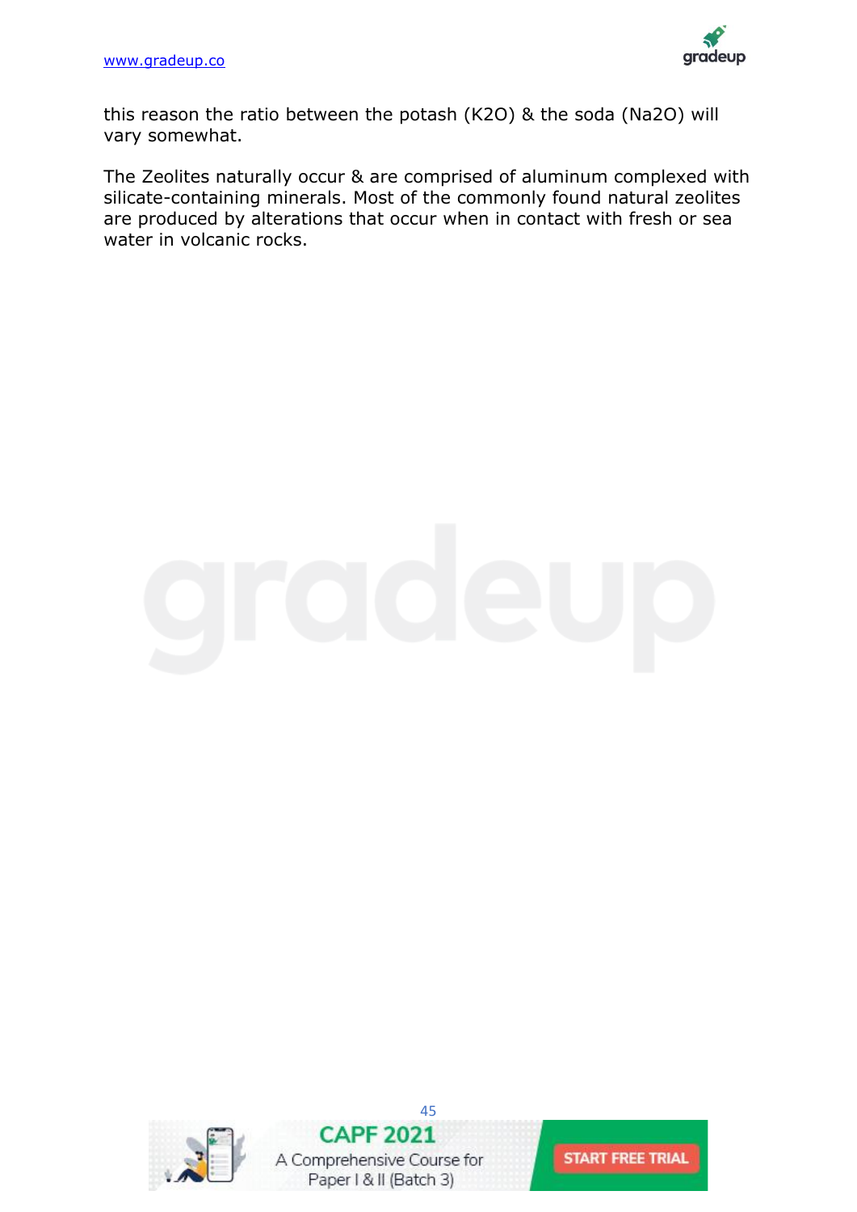this reason the ratio between the potash ($K_2O$) & the soda ($Na_2O$) will vary somewhat.

The Zeolites naturally occur & are comprised of aluminum complexed with silicate-containing minerals. Most of the commonly found natural zeolites are produced by alterations that occur when in contact with fresh or sea water in volcanic rocks.